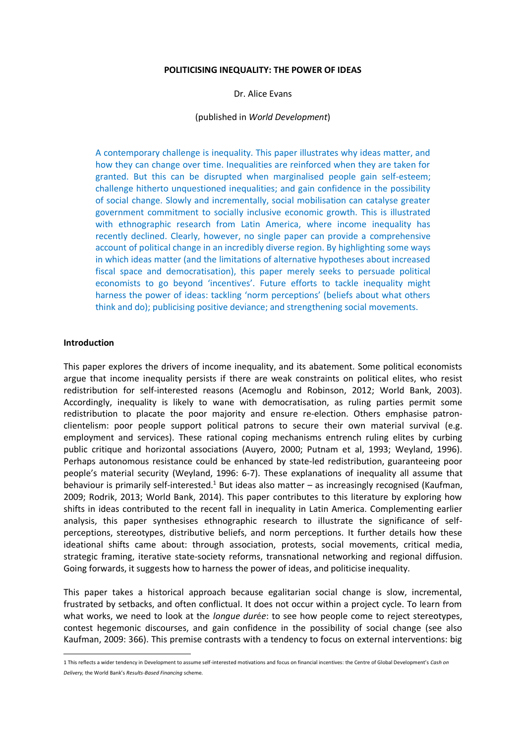**POLITICISING INEQUALITY: THE POWER OF IDEAS**

Dr. Alice Evans

(published in *World Development*)

A contemporary challenge is inequality. This paper illustrates why ideas matter, and how they can change over time. Inequalities are reinforced when they are taken for granted. But this can be disrupted when marginalised people gain self-esteem; challenge hitherto unquestioned inequalities; and gain confidence in the possibility of social change. Slowly and incrementally, social mobilisation can catalyse greater government commitment to socially inclusive economic growth. This is illustrated with ethnographic research from Latin America, where income inequality has recently declined. Clearly, however, no single paper can provide a comprehensive account of political change in an incredibly diverse region. By highlighting some ways in which ideas matter (and the limitations of alternative hypotheses about increased fiscal space and democratisation), this paper merely seeks to persuade political economists to go beyond 'incentives'. Future efforts to tackle inequality might harness the power of ideas: tackling 'norm perceptions' (beliefs about what others think and do); publicising positive deviance; and strengthening social movements.

## Introduction

This paper explores the drivers of income inequality, and its abatement. Some political economists argue that income inequality persists if there are weak constraints on political elites, who resist redistribution for self-interested reasons (Acemoglu and Robinson, 2012; World Bank, 2003). Accordingly, inequality is likely to wane with democratisation, as ruling parties permit some redistribution to placate the poor majority and ensure re-election. Others emphasise patron-clientelism: poor people support political patrons to secure their own material survival (e.g. employment and services). These rational coping mechanisms entrench ruling elites by curbing public critique and horizontal associations (Auyero, 2000; Putnam et al, 1993; Weyland, 1996). Perhaps autonomous resistance could be enhanced by state-led redistribution, guaranteeing poor people's material security (Weyland, 1996: 6-7). These explanations of inequality all assume that behaviour is primarily self-interested.[1] But ideas also matter – as increasingly recognised (Kaufman, 2009; Rodrik, 2013; World Bank, 2014). This paper contributes to this literature by exploring how shifts in ideas contributed to the recent fall in inequality in Latin America. Complementing earlier analysis, this paper synthesises ethnographic research to illustrate the significance of self-perceptions, stereotypes, distributive beliefs, and norm perceptions. It further details how these ideational shifts came about: through association, protests, social movements, critical media, strategic framing, iterative state-society reforms, transnational networking and regional diffusion. Going forwards, it suggests how to harness the power of ideas, and politicise inequality.

This paper takes a historical approach because egalitarian social change is slow, incremental, frustrated by setbacks, and often conflictual. It does not occur within a project cycle. To learn from what works, we need to look at the *longue durée*: to see how people come to reject stereotypes, contest hegemonic discourses, and gain confidence in the possibility of social change (see also Kaufman, 2009: 366). This premise contrasts with a tendency to focus on external interventions: big

[1] This reflects a wider tendency in Development to assume self-interested motivations and focus on financial incentives: the Centre of Global Development's *Cash on Delivery*, the World Bank's *Results-Based Financing* scheme.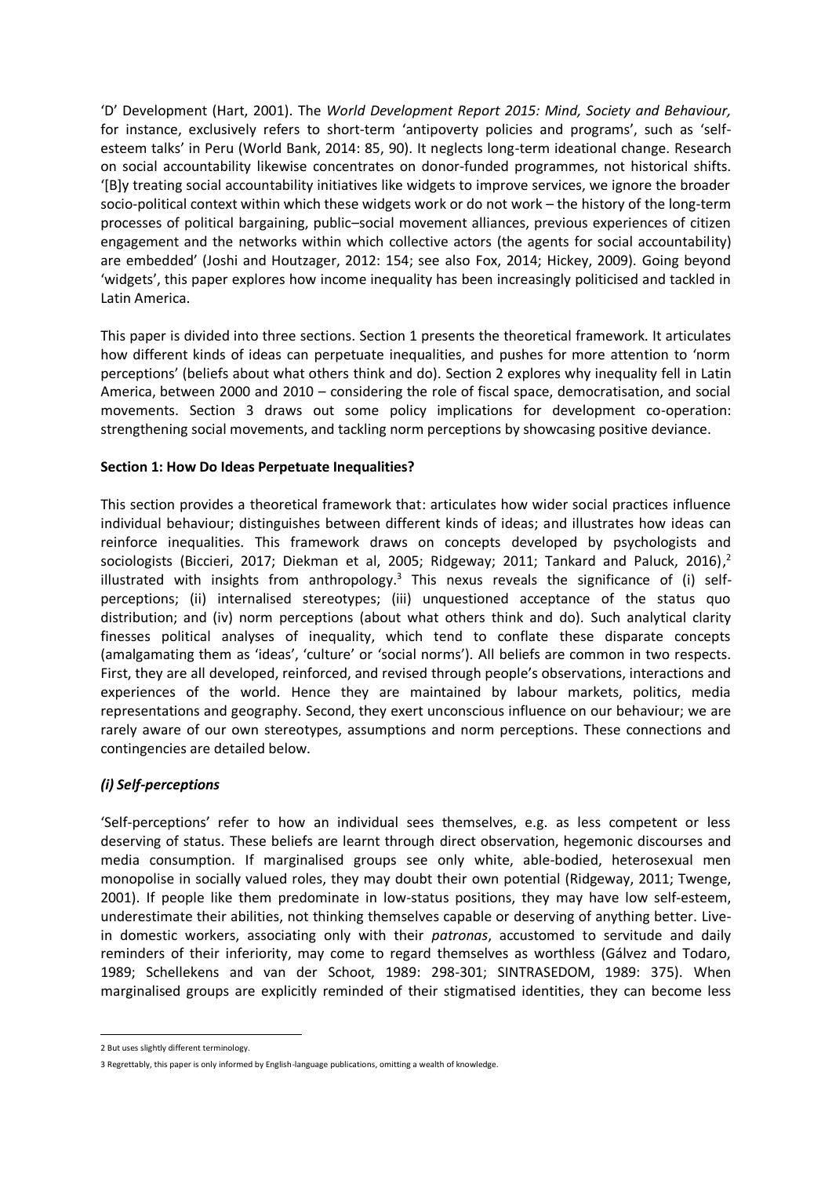'D' Development (Hart, 2001). The *World Development Report 2015: Mind, Society and Behaviour,* for instance, exclusively refers to short-term 'antipoverty policies and programs', such as 'self-esteem talks' in Peru (World Bank, 2014: 85, 90). It neglects long-term ideational change. Research on social accountability likewise concentrates on donor-funded programmes, not historical shifts. '[B]y treating social accountability initiatives like widgets to improve services, we ignore the broader socio-political context within which these widgets work or do not work – the history of the long-term processes of political bargaining, public–social movement alliances, previous experiences of citizen engagement and the networks within which collective actors (the agents for social accountability) are embedded' (Joshi and Houtzager, 2012: 154; see also Fox, 2014; Hickey, 2009). Going beyond 'widgets', this paper explores how income inequality has been increasingly politicised and tackled in Latin America.

This paper is divided into three sections. Section 1 presents the theoretical framework. It articulates how different kinds of ideas can perpetuate inequalities, and pushes for more attention to 'norm perceptions' (beliefs about what others think and do). Section 2 explores why inequality fell in Latin America, between 2000 and 2010 – considering the role of fiscal space, democratisation, and social movements. Section 3 draws out some policy implications for development co-operation: strengthening social movements, and tackling norm perceptions by showcasing positive deviance.

**Section 1: How Do Ideas Perpetuate Inequalities?**

This section provides a theoretical framework that: articulates how wider social practices influence individual behaviour; distinguishes between different kinds of ideas; and illustrates how ideas can reinforce inequalities. This framework draws on concepts developed by psychologists and sociologists (Biccieri, 2017; Diekman et al, 2005; Ridgeway; 2011; Tankard and Paluck, 2016),[2] illustrated with insights from anthropology.[3] This nexus reveals the significance of (i) self-perceptions; (ii) internalised stereotypes; (iii) unquestioned acceptance of the status quo distribution; and (iv) norm perceptions (about what others think and do). Such analytical clarity finesses political analyses of inequality, which tend to conflate these disparate concepts (amalgamating them as 'ideas', 'culture' or 'social norms'). All beliefs are common in two respects. First, they are all developed, reinforced, and revised through people's observations, interactions and experiences of the world. Hence they are maintained by labour markets, politics, media representations and geography. Second, they exert unconscious influence on our behaviour; we are rarely aware of our own stereotypes, assumptions and norm perceptions. These connections and contingencies are detailed below.

***(i) Self-perceptions***

'Self-perceptions' refer to how an individual sees themselves, e.g. as less competent or less deserving of status. These beliefs are learnt through direct observation, hegemonic discourses and media consumption. If marginalised groups see only white, able-bodied, heterosexual men monopolise in socially valued roles, they may doubt their own potential (Ridgeway, 2011; Twenge, 2001). If people like them predominate in low-status positions, they may have low self-esteem, underestimate their abilities, not thinking themselves capable or deserving of anything better. Live-in domestic workers, associating only with their *patronas*, accustomed to servitude and daily reminders of their inferiority, may come to regard themselves as worthless (Gálvez and Todaro, 1989; Schellekens and van der Schoot, 1989: 298-301; SINTRASEDOM, 1989: 375). When marginalised groups are explicitly reminded of their stigmatised identities, they can become less

2 But uses slightly different terminology.

3 Regrettably, this paper is only informed by English-language publications, omitting a wealth of knowledge.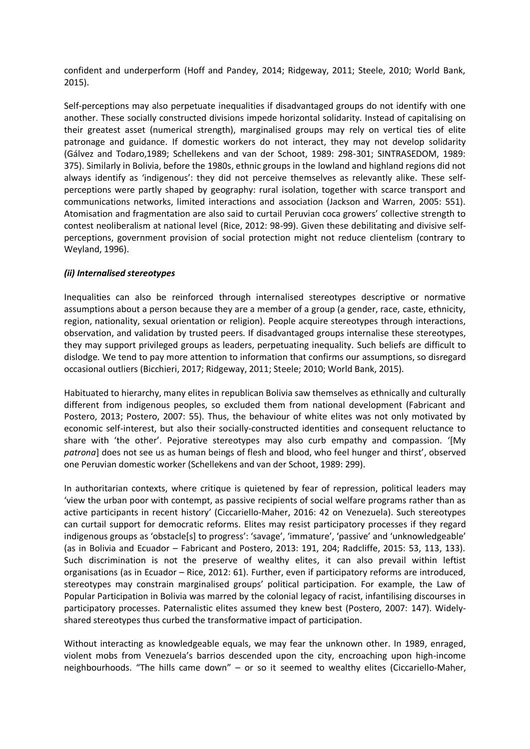confident and underperform (Hoff and Pandey, 2014; Ridgeway, 2011; Steele, 2010; World Bank, 2015).

Self-perceptions may also perpetuate inequalities if disadvantaged groups do not identify with one another. These socially constructed divisions impede horizontal solidarity. Instead of capitalising on their greatest asset (numerical strength), marginalised groups may rely on vertical ties of elite patronage and guidance. If domestic workers do not interact, they may not develop solidarity (Gálvez and Todaro,1989; Schellekens and van der Schoot, 1989: 298-301; SINTRASEDOM, 1989: 375). Similarly in Bolivia, before the 1980s, ethnic groups in the lowland and highland regions did not always identify as 'indigenous': they did not perceive themselves as relevantly alike. These self-perceptions were partly shaped by geography: rural isolation, together with scarce transport and communications networks, limited interactions and association (Jackson and Warren, 2005: 551). Atomisation and fragmentation are also said to curtail Peruvian coca growers' collective strength to contest neoliberalism at national level (Rice, 2012: 98-99). Given these debilitating and divisive self-perceptions, government provision of social protection might not reduce clientelism (contrary to Weyland, 1996).

#### *(ii) Internalised stereotypes*

Inequalities can also be reinforced through internalised stereotypes descriptive or normative assumptions about a person because they are a member of a group (a gender, race, caste, ethnicity, region, nationality, sexual orientation or religion). People acquire stereotypes through interactions, observation, and validation by trusted peers. If disadvantaged groups internalise these stereotypes, they may support privileged groups as leaders, perpetuating inequality. Such beliefs are difficult to dislodge. We tend to pay more attention to information that confirms our assumptions, so disregard occasional outliers (Bicchieri, 2017; Ridgeway, 2011; Steele; 2010; World Bank, 2015).

Habituated to hierarchy, many elites in republican Bolivia saw themselves as ethnically and culturally different from indigenous peoples, so excluded them from national development (Fabricant and Postero, 2013; Postero, 2007: 55). Thus, the behaviour of white elites was not only motivated by economic self-interest, but also their socially-constructed identities and consequent reluctance to share with 'the other'. Pejorative stereotypes may also curb empathy and compassion. '[My *patrona*] does not see us as human beings of flesh and blood, who feel hunger and thirst', observed one Peruvian domestic worker (Schellekens and van der Schoot, 1989: 299).

In authoritarian contexts, where critique is quietened by fear of repression, political leaders may 'view the urban poor with contempt, as passive recipients of social welfare programs rather than as active participants in recent history' (Ciccariello-Maher, 2016: 42 on Venezuela). Such stereotypes can curtail support for democratic reforms. Elites may resist participatory processes if they regard indigenous groups as 'obstacle[s] to progress': 'savage', 'immature', 'passive' and 'unknowledgeable' (as in Bolivia and Ecuador – Fabricant and Postero, 2013: 191, 204; Radcliffe, 2015: 53, 113, 133). Such discrimination is not the preserve of wealthy elites, it can also prevail within leftist organisations (as in Ecuador – Rice, 2012: 61). Further, even if participatory reforms are introduced, stereotypes may constrain marginalised groups' political participation. For example, the Law of Popular Participation in Bolivia was marred by the colonial legacy of racist, infantilising discourses in participatory processes. Paternalistic elites assumed they knew best (Postero, 2007: 147). Widely-shared stereotypes thus curbed the transformative impact of participation.

Without interacting as knowledgeable equals, we may fear the unknown other. In 1989, enraged, violent mobs from Venezuela's barrios descended upon the city, encroaching upon high-income neighbourhoods. "The hills came down" – or so it seemed to wealthy elites (Ciccariello-Maher,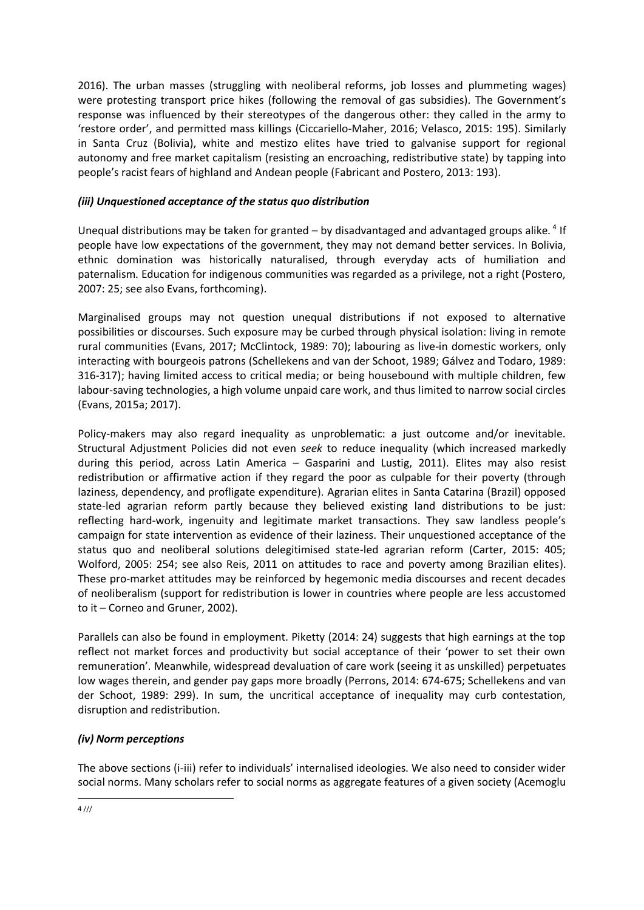2016). The urban masses (struggling with neoliberal reforms, job losses and plummeting wages) were protesting transport price hikes (following the removal of gas subsidies). The Government's response was influenced by their stereotypes of the dangerous other: they called in the army to 'restore order', and permitted mass killings (Ciccariello-Maher, 2016; Velasco, 2015: 195). Similarly in Santa Cruz (Bolivia), white and mestizo elites have tried to galvanise support for regional autonomy and free market capitalism (resisting an encroaching, redistributive state) by tapping into people's racist fears of highland and Andean people (Fabricant and Postero, 2013: 193).

### *(iii) Unquestioned acceptance of the status quo distribution*

Unequal distributions may be taken for granted – by disadvantaged and advantaged groups alike. [4] If people have low expectations of the government, they may not demand better services. In Bolivia, ethnic domination was historically naturalised, through everyday acts of humiliation and paternalism. Education for indigenous communities was regarded as a privilege, not a right (Postero, 2007: 25; see also Evans, forthcoming).

Marginalised groups may not question unequal distributions if not exposed to alternative possibilities or discourses. Such exposure may be curbed through physical isolation: living in remote rural communities (Evans, 2017; McClintock, 1989: 70); labouring as live-in domestic workers, only interacting with bourgeois patrons (Schellekens and van der Schoot, 1989; Gálvez and Todaro, 1989: 316-317); having limited access to critical media; or being housebound with multiple children, few labour-saving technologies, a high volume unpaid care work, and thus limited to narrow social circles (Evans, 2015a; 2017).

Policy-makers may also regard inequality as unproblematic: a just outcome and/or inevitable. Structural Adjustment Policies did not even *seek* to reduce inequality (which increased markedly during this period, across Latin America – Gasparini and Lustig, 2011). Elites may also resist redistribution or affirmative action if they regard the poor as culpable for their poverty (through laziness, dependency, and profligate expenditure). Agrarian elites in Santa Catarina (Brazil) opposed state-led agrarian reform partly because they believed existing land distributions to be just: reflecting hard-work, ingenuity and legitimate market transactions. They saw landless people's campaign for state intervention as evidence of their laziness. Their unquestioned acceptance of the status quo and neoliberal solutions delegitimised state-led agrarian reform (Carter, 2015: 405; Wolford, 2005: 254; see also Reis, 2011 on attitudes to race and poverty among Brazilian elites). These pro-market attitudes may be reinforced by hegemonic media discourses and recent decades of neoliberalism (support for redistribution is lower in countries where people are less accustomed to it – Corneo and Gruner, 2002).

Parallels can also be found in employment. Piketty (2014: 24) suggests that high earnings at the top reflect not market forces and productivity but social acceptance of their 'power to set their own remuneration'. Meanwhile, widespread devaluation of care work (seeing it as unskilled) perpetuates low wages therein, and gender pay gaps more broadly (Perrons, 2014: 674-675; Schellekens and van der Schoot, 1989: 299). In sum, the uncritical acceptance of inequality may curb contestation, disruption and redistribution.

### *(iv) Norm perceptions*

The above sections (i-iii) refer to individuals' internalised ideologies. We also need to consider wider social norms. Many scholars refer to social norms as aggregate features of a given society (Acemoglu

---

[4] ///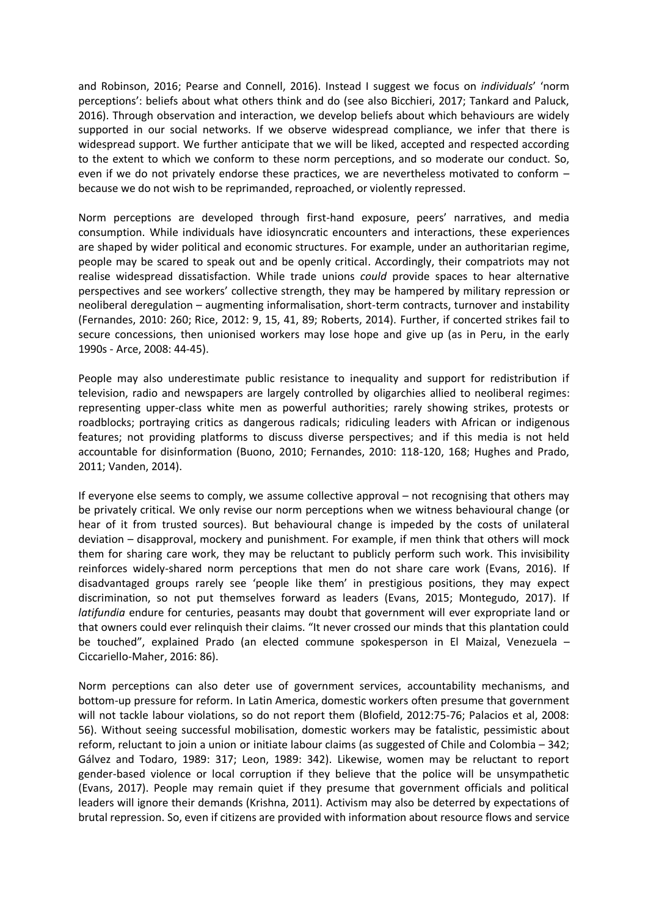and Robinson, 2016; Pearse and Connell, 2016). Instead I suggest we focus on *individuals*' 'norm perceptions': beliefs about what others think and do (see also Bicchieri, 2017; Tankard and Paluck, 2016). Through observation and interaction, we develop beliefs about which behaviours are widely supported in our social networks. If we observe widespread compliance, we infer that there is widespread support. We further anticipate that we will be liked, accepted and respected according to the extent to which we conform to these norm perceptions, and so moderate our conduct. So, even if we do not privately endorse these practices, we are nevertheless motivated to conform – because we do not wish to be reprimanded, reproached, or violently repressed.

Norm perceptions are developed through first-hand exposure, peers' narratives, and media consumption. While individuals have idiosyncratic encounters and interactions, these experiences are shaped by wider political and economic structures. For example, under an authoritarian regime, people may be scared to speak out and be openly critical. Accordingly, their compatriots may not realise widespread dissatisfaction. While trade unions *could* provide spaces to hear alternative perspectives and see workers' collective strength, they may be hampered by military repression or neoliberal deregulation – augmenting informalisation, short-term contracts, turnover and instability (Fernandes, 2010: 260; Rice, 2012: 9, 15, 41, 89; Roberts, 2014). Further, if concerted strikes fail to secure concessions, then unionised workers may lose hope and give up (as in Peru, in the early 1990s - Arce, 2008: 44-45).

People may also underestimate public resistance to inequality and support for redistribution if television, radio and newspapers are largely controlled by oligarchies allied to neoliberal regimes: representing upper-class white men as powerful authorities; rarely showing strikes, protests or roadblocks; portraying critics as dangerous radicals; ridiculing leaders with African or indigenous features; not providing platforms to discuss diverse perspectives; and if this media is not held accountable for disinformation (Buono, 2010; Fernandes, 2010: 118-120, 168; Hughes and Prado, 2011; Vanden, 2014).

If everyone else seems to comply, we assume collective approval – not recognising that others may be privately critical. We only revise our norm perceptions when we witness behavioural change (or hear of it from trusted sources). But behavioural change is impeded by the costs of unilateral deviation – disapproval, mockery and punishment. For example, if men think that others will mock them for sharing care work, they may be reluctant to publicly perform such work. This invisibility reinforces widely-shared norm perceptions that men do not share care work (Evans, 2016). If disadvantaged groups rarely see 'people like them' in prestigious positions, they may expect discrimination, so not put themselves forward as leaders (Evans, 2015; Montegudo, 2017). If *latifundia* endure for centuries, peasants may doubt that government will ever expropriate land or that owners could ever relinquish their claims. "It never crossed our minds that this plantation could be touched", explained Prado (an elected commune spokesperson in El Maizal, Venezuela – Ciccariello-Maher, 2016: 86).

Norm perceptions can also deter use of government services, accountability mechanisms, and bottom-up pressure for reform. In Latin America, domestic workers often presume that government will not tackle labour violations, so do not report them (Blofield, 2012:75-76; Palacios et al, 2008: 56). Without seeing successful mobilisation, domestic workers may be fatalistic, pessimistic about reform, reluctant to join a union or initiate labour claims (as suggested of Chile and Colombia – 342; Gálvez and Todaro, 1989: 317; Leon, 1989: 342). Likewise, women may be reluctant to report gender-based violence or local corruption if they believe that the police will be unsympathetic (Evans, 2017). People may remain quiet if they presume that government officials and political leaders will ignore their demands (Krishna, 2011). Activism may also be deterred by expectations of brutal repression. So, even if citizens are provided with information about resource flows and service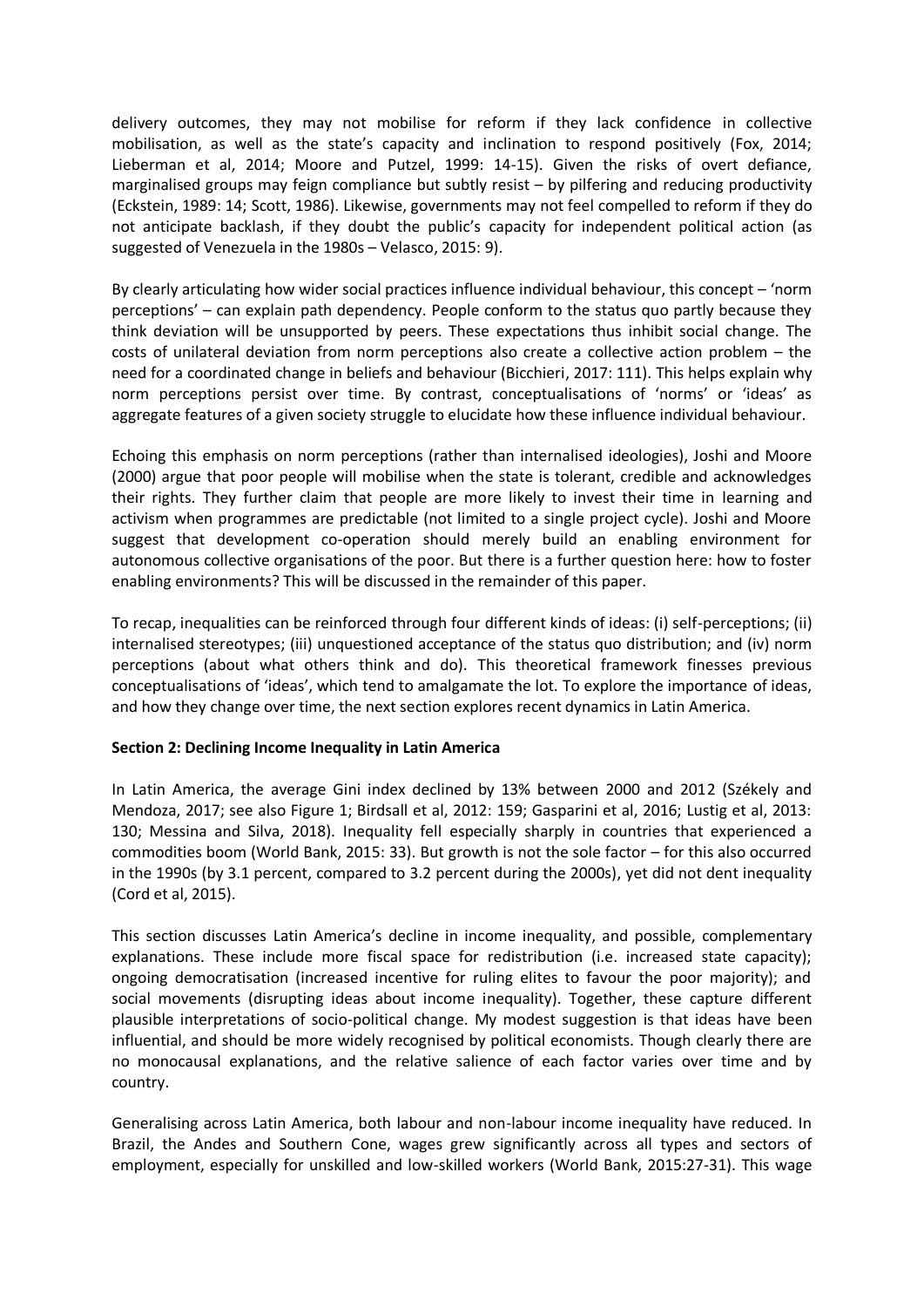delivery outcomes, they may not mobilise for reform if they lack confidence in collective mobilisation, as well as the state's capacity and inclination to respond positively (Fox, 2014; Lieberman et al, 2014; Moore and Putzel, 1999: 14-15). Given the risks of overt defiance, marginalised groups may feign compliance but subtly resist – by pilfering and reducing productivity (Eckstein, 1989: 14; Scott, 1986). Likewise, governments may not feel compelled to reform if they do not anticipate backlash, if they doubt the public's capacity for independent political action (as suggested of Venezuela in the 1980s – Velasco, 2015: 9).

By clearly articulating how wider social practices influence individual behaviour, this concept – 'norm perceptions' – can explain path dependency. People conform to the status quo partly because they think deviation will be unsupported by peers. These expectations thus inhibit social change. The costs of unilateral deviation from norm perceptions also create a collective action problem – the need for a coordinated change in beliefs and behaviour (Bicchieri, 2017: 111). This helps explain why norm perceptions persist over time. By contrast, conceptualisations of 'norms' or 'ideas' as aggregate features of a given society struggle to elucidate how these influence individual behaviour.

Echoing this emphasis on norm perceptions (rather than internalised ideologies), Joshi and Moore (2000) argue that poor people will mobilise when the state is tolerant, credible and acknowledges their rights. They further claim that people are more likely to invest their time in learning and activism when programmes are predictable (not limited to a single project cycle). Joshi and Moore suggest that development co-operation should merely build an enabling environment for autonomous collective organisations of the poor. But there is a further question here: how to foster enabling environments? This will be discussed in the remainder of this paper.

To recap, inequalities can be reinforced through four different kinds of ideas: (i) self-perceptions; (ii) internalised stereotypes; (iii) unquestioned acceptance of the status quo distribution; and (iv) norm perceptions (about what others think and do). This theoretical framework finesses previous conceptualisations of 'ideas', which tend to amalgamate the lot. To explore the importance of ideas, and how they change over time, the next section explores recent dynamics in Latin America.

## Section 2: Declining Income Inequality in Latin America

In Latin America, the average Gini index declined by 13% between 2000 and 2012 (Székely and Mendoza, 2017; see also Figure 1; Birdsall et al, 2012: 159; Gasparini et al, 2016; Lustig et al, 2013: 130; Messina and Silva, 2018). Inequality fell especially sharply in countries that experienced a commodities boom (World Bank, 2015: 33). But growth is not the sole factor – for this also occurred in the 1990s (by 3.1 percent, compared to 3.2 percent during the 2000s), yet did not dent inequality (Cord et al, 2015).

This section discusses Latin America's decline in income inequality, and possible, complementary explanations. These include more fiscal space for redistribution (i.e. increased state capacity); ongoing democratisation (increased incentive for ruling elites to favour the poor majority); and social movements (disrupting ideas about income inequality). Together, these capture different plausible interpretations of socio-political change. My modest suggestion is that ideas have been influential, and should be more widely recognised by political economists. Though clearly there are no monocausal explanations, and the relative salience of each factor varies over time and by country.

Generalising across Latin America, both labour and non-labour income inequality have reduced. In Brazil, the Andes and Southern Cone, wages grew significantly across all types and sectors of employment, especially for unskilled and low-skilled workers (World Bank, 2015:27-31). This wage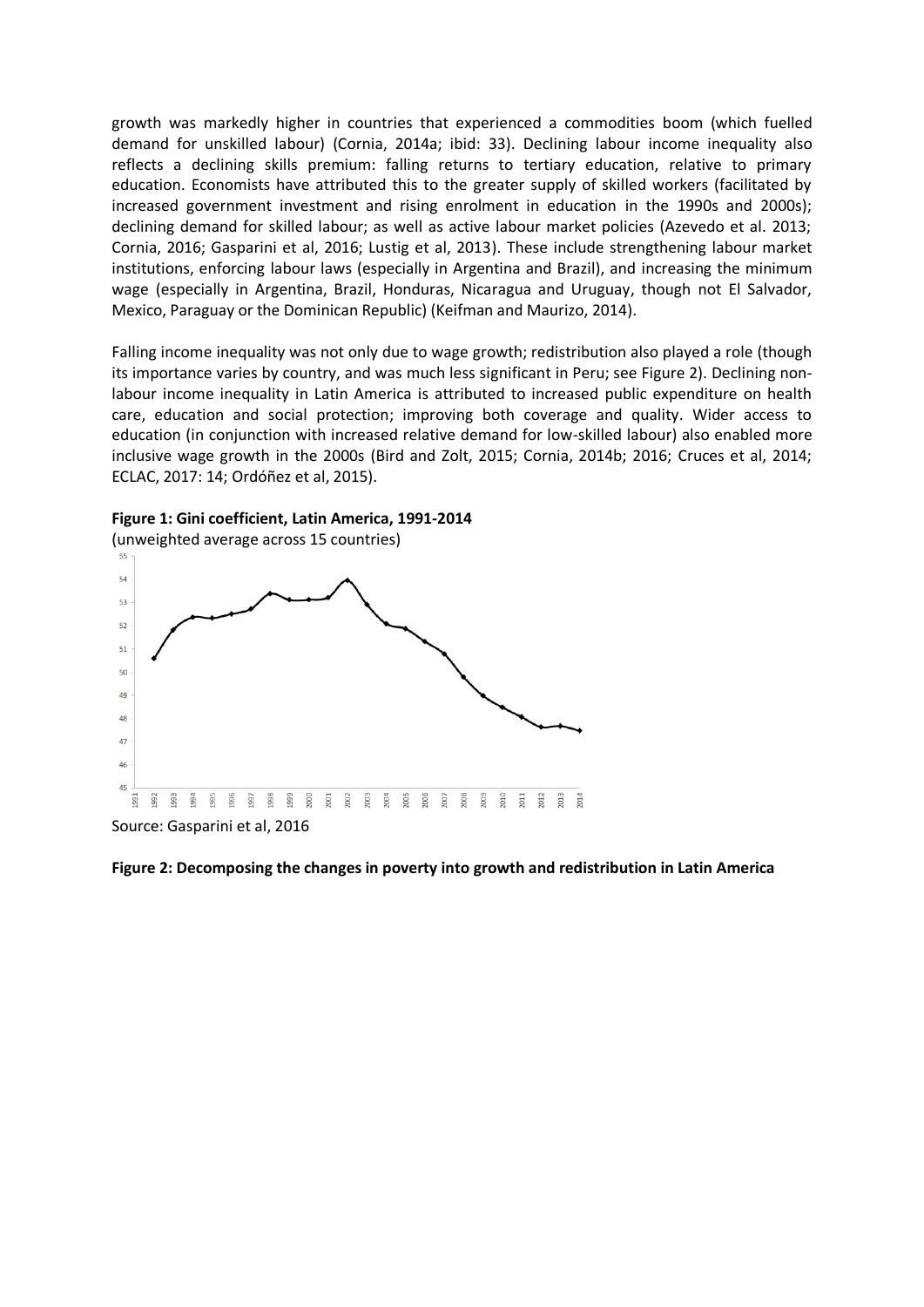growth was markedly higher in countries that experienced a commodities boom (which fuelled demand for unskilled labour) (Cornia, 2014a; ibid: 33). Declining labour income inequality also reflects a declining skills premium: falling returns to tertiary education, relative to primary education. Economists have attributed this to the greater supply of skilled workers (facilitated by increased government investment and rising enrolment in education in the 1990s and 2000s); declining demand for skilled labour; as well as active labour market policies (Azevedo et al. 2013; Cornia, 2016; Gasparini et al, 2016; Lustig et al, 2013). These include strengthening labour market institutions, enforcing labour laws (especially in Argentina and Brazil), and increasing the minimum wage (especially in Argentina, Brazil, Honduras, Nicaragua and Uruguay, though not El Salvador, Mexico, Paraguay or the Dominican Republic) (Keifman and Maurizo, 2014).

Falling income inequality was not only due to wage growth; redistribution also played a role (though its importance varies by country, and was much less significant in Peru; see Figure 2). Declining non-labour income inequality in Latin America is attributed to increased public expenditure on health care, education and social protection; improving both coverage and quality. Wider access to education (in conjunction with increased relative demand for low-skilled labour) also enabled more inclusive wage growth in the 2000s (Bird and Zolt, 2015; Cornia, 2014b; 2016; Cruces et al, 2014; ECLAC, 2017: 14; Ordóñez et al, 2015).

**Figure 1: Gini coefficient, Latin America, 1991-2014**
(unweighted average across 15 countries)

Source: Gasparini et al, 2016

**Figure 2: Decomposing the changes in poverty into growth and redistribution in Latin America**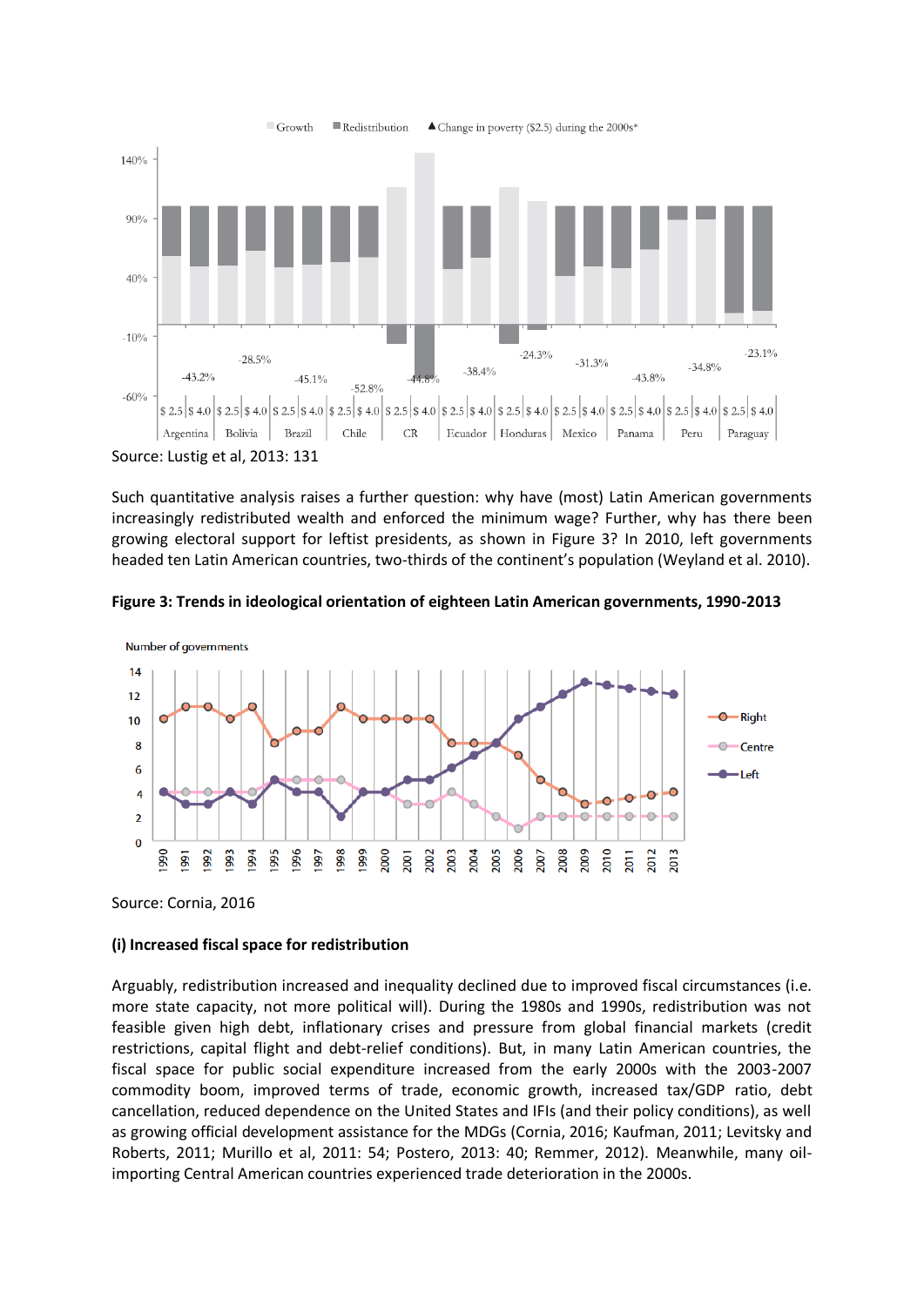Source: Lustig et al, 2013: 131

Such quantitative analysis raises a further question: why have (most) Latin American governments increasingly redistributed wealth and enforced the minimum wage? Further, why has there been growing electoral support for leftist presidents, as shown in Figure 3? In 2010, left governments headed ten Latin American countries, two-thirds of the continent's population (Weyland et al. 2010).

**Figure 3: Trends in ideological orientation of eighteen Latin American governments, 1990-2013**

Source: Cornia, 2016

**(i) Increased fiscal space for redistribution**

Arguably, redistribution increased and inequality declined due to improved fiscal circumstances (i.e. more state capacity, not more political will). During the 1980s and 1990s, redistribution was not feasible given high debt, inflationary crises and pressure from global financial markets (credit restrictions, capital flight and debt-relief conditions). But, in many Latin American countries, the fiscal space for public social expenditure increased from the early 2000s with the 2003-2007 commodity boom, improved terms of trade, economic growth, increased tax/GDP ratio, debt cancellation, reduced dependence on the United States and IFIs (and their policy conditions), as well as growing official development assistance for the MDGs (Cornia, 2016; Kaufman, 2011; Levitsky and Roberts, 2011; Murillo et al, 2011: 54; Postero, 2013: 40; Remmer, 2012). Meanwhile, many oil-importing Central American countries experienced trade deterioration in the 2000s.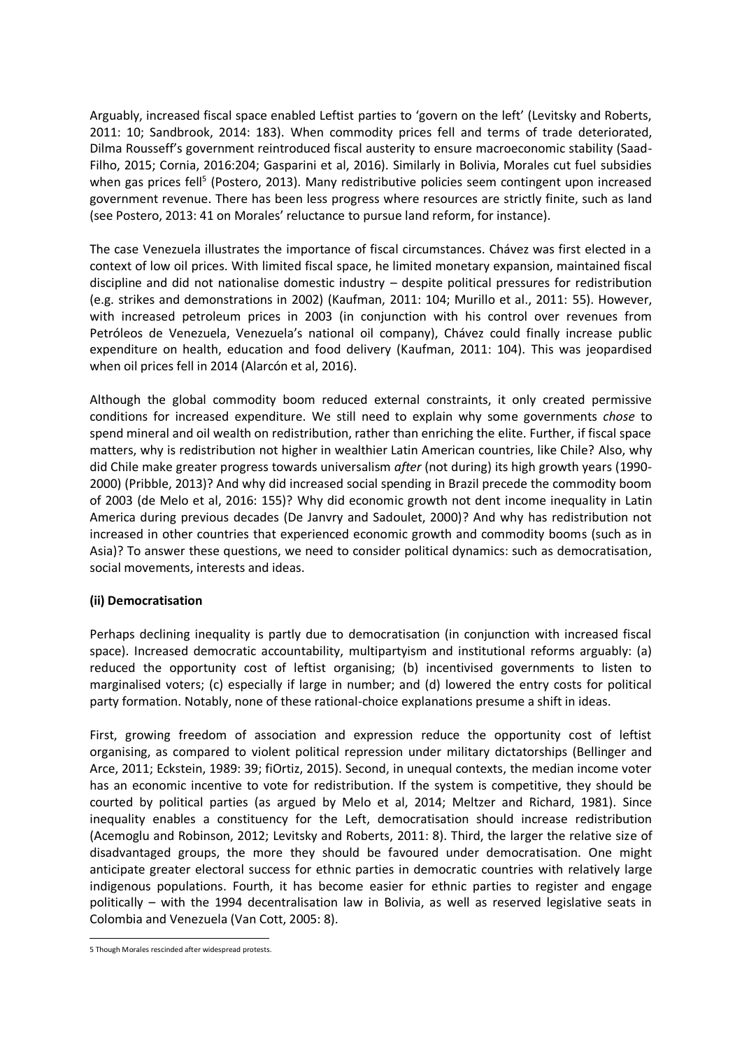Arguably, increased fiscal space enabled Leftist parties to 'govern on the left' (Levitsky and Roberts, 2011: 10; Sandbrook, 2014: 183). When commodity prices fell and terms of trade deteriorated, Dilma Rousseff's government reintroduced fiscal austerity to ensure macroeconomic stability (Saad-Filho, 2015; Cornia, 2016:204; Gasparini et al, 2016). Similarly in Bolivia, Morales cut fuel subsidies when gas prices fell[5] (Postero, 2013). Many redistributive policies seem contingent upon increased government revenue. There has been less progress where resources are strictly finite, such as land (see Postero, 2013: 41 on Morales' reluctance to pursue land reform, for instance).

The case Venezuela illustrates the importance of fiscal circumstances. Chávez was first elected in a context of low oil prices. With limited fiscal space, he limited monetary expansion, maintained fiscal discipline and did not nationalise domestic industry – despite political pressures for redistribution (e.g. strikes and demonstrations in 2002) (Kaufman, 2011: 104; Murillo et al., 2011: 55). However, with increased petroleum prices in 2003 (in conjunction with his control over revenues from Petróleos de Venezuela, Venezuela's national oil company), Chávez could finally increase public expenditure on health, education and food delivery (Kaufman, 2011: 104). This was jeopardised when oil prices fell in 2014 (Alarcón et al, 2016).

Although the global commodity boom reduced external constraints, it only created permissive conditions for increased expenditure. We still need to explain why some governments *chose* to spend mineral and oil wealth on redistribution, rather than enriching the elite. Further, if fiscal space matters, why is redistribution not higher in wealthier Latin American countries, like Chile? Also, why did Chile make greater progress towards universalism *after* (not during) its high growth years (1990-2000) (Pribble, 2013)? And why did increased social spending in Brazil precede the commodity boom of 2003 (de Melo et al, 2016: 155)? Why did economic growth not dent income inequality in Latin America during previous decades (De Janvry and Sadoulet, 2000)? And why has redistribution not increased in other countries that experienced economic growth and commodity booms (such as in Asia)? To answer these questions, we need to consider political dynamics: such as democratisation, social movements, interests and ideas.

**(ii) Democratisation**

Perhaps declining inequality is partly due to democratisation (in conjunction with increased fiscal space). Increased democratic accountability, multipartyism and institutional reforms arguably: (a) reduced the opportunity cost of leftist organising; (b) incentivised governments to listen to marginalised voters; (c) especially if large in number; and (d) lowered the entry costs for political party formation. Notably, none of these rational-choice explanations presume a shift in ideas.

First, growing freedom of association and expression reduce the opportunity cost of leftist organising, as compared to violent political repression under military dictatorships (Bellinger and Arce, 2011; Eckstein, 1989: 39; fiOrtiz, 2015). Second, in unequal contexts, the median income voter has an economic incentive to vote for redistribution. If the system is competitive, they should be courted by political parties (as argued by Melo et al, 2014; Meltzer and Richard, 1981). Since inequality enables a constituency for the Left, democratisation should increase redistribution (Acemoglu and Robinson, 2012; Levitsky and Roberts, 2011: 8). Third, the larger the relative size of disadvantaged groups, the more they should be favoured under democratisation. One might anticipate greater electoral success for ethnic parties in democratic countries with relatively large indigenous populations. Fourth, it has become easier for ethnic parties to register and engage politically – with the 1994 decentralisation law in Bolivia, as well as reserved legislative seats in Colombia and Venezuela (Van Cott, 2005: 8).

5 Though Morales rescinded after widespread protests.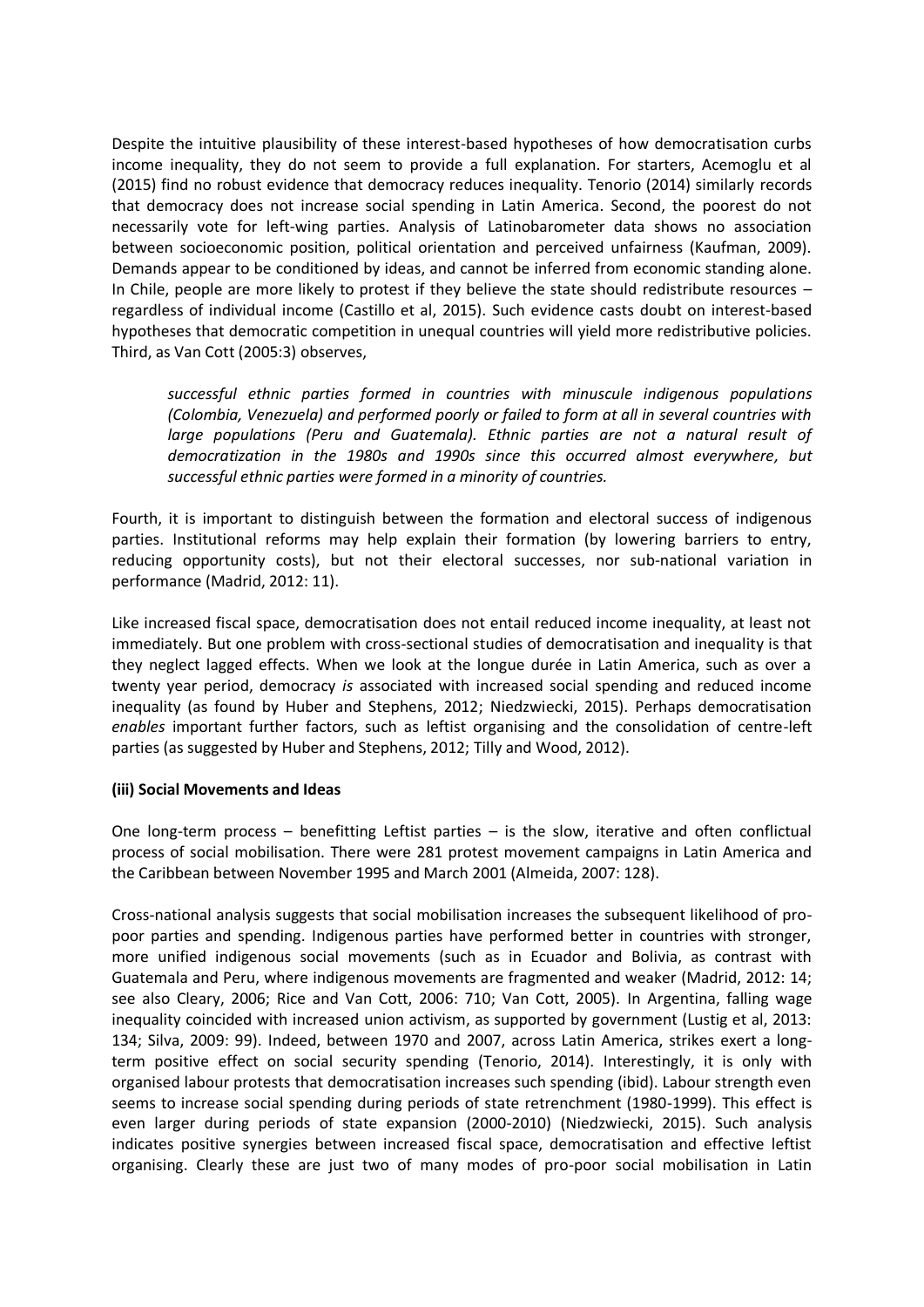Despite the intuitive plausibility of these interest-based hypotheses of how democratisation curbs income inequality, they do not seem to provide a full explanation. For starters, Acemoglu et al (2015) find no robust evidence that democracy reduces inequality. Tenorio (2014) similarly records that democracy does not increase social spending in Latin America. Second, the poorest do not necessarily vote for left-wing parties. Analysis of Latinobarometer data shows no association between socioeconomic position, political orientation and perceived unfairness (Kaufman, 2009). Demands appear to be conditioned by ideas, and cannot be inferred from economic standing alone. In Chile, people are more likely to protest if they believe the state should redistribute resources – regardless of individual income (Castillo et al, 2015). Such evidence casts doubt on interest-based hypotheses that democratic competition in unequal countries will yield more redistributive policies. Third, as Van Cott (2005:3) observes,

> *successful ethnic parties formed in countries with minuscule indigenous populations (Colombia, Venezuela) and performed poorly or failed to form at all in several countries with large populations (Peru and Guatemala). Ethnic parties are not a natural result of democratization in the 1980s and 1990s since this occurred almost everywhere, but successful ethnic parties were formed in a minority of countries.*

Fourth, it is important to distinguish between the formation and electoral success of indigenous parties. Institutional reforms may help explain their formation (by lowering barriers to entry, reducing opportunity costs), but not their electoral successes, nor sub-national variation in performance (Madrid, 2012: 11).

Like increased fiscal space, democratisation does not entail reduced income inequality, at least not immediately. But one problem with cross-sectional studies of democratisation and inequality is that they neglect lagged effects. When we look at the longue durée in Latin America, such as over a twenty year period, democracy *is* associated with increased social spending and reduced income inequality (as found by Huber and Stephens, 2012; Niedzwiecki, 2015). Perhaps democratisation *enables* important further factors, such as leftist organising and the consolidation of centre-left parties (as suggested by Huber and Stephens, 2012; Tilly and Wood, 2012).

**(iii) Social Movements and Ideas**

One long-term process – benefitting Leftist parties – is the slow, iterative and often conflictual process of social mobilisation. There were 281 protest movement campaigns in Latin America and the Caribbean between November 1995 and March 2001 (Almeida, 2007: 128).

Cross-national analysis suggests that social mobilisation increases the subsequent likelihood of pro-poor parties and spending. Indigenous parties have performed better in countries with stronger, more unified indigenous social movements (such as in Ecuador and Bolivia, as contrast with Guatemala and Peru, where indigenous movements are fragmented and weaker (Madrid, 2012: 14; see also Cleary, 2006; Rice and Van Cott, 2006: 710; Van Cott, 2005). In Argentina, falling wage inequality coincided with increased union activism, as supported by government (Lustig et al, 2013: 134; Silva, 2009: 99). Indeed, between 1970 and 2007, across Latin America, strikes exert a long-term positive effect on social security spending (Tenorio, 2014). Interestingly, it is only with organised labour protests that democratisation increases such spending (ibid). Labour strength even seems to increase social spending during periods of state retrenchment (1980-1999). This effect is even larger during periods of state expansion (2000-2010) (Niedzwiecki, 2015). Such analysis indicates positive synergies between increased fiscal space, democratisation and effective leftist organising. Clearly these are just two of many modes of pro-poor social mobilisation in Latin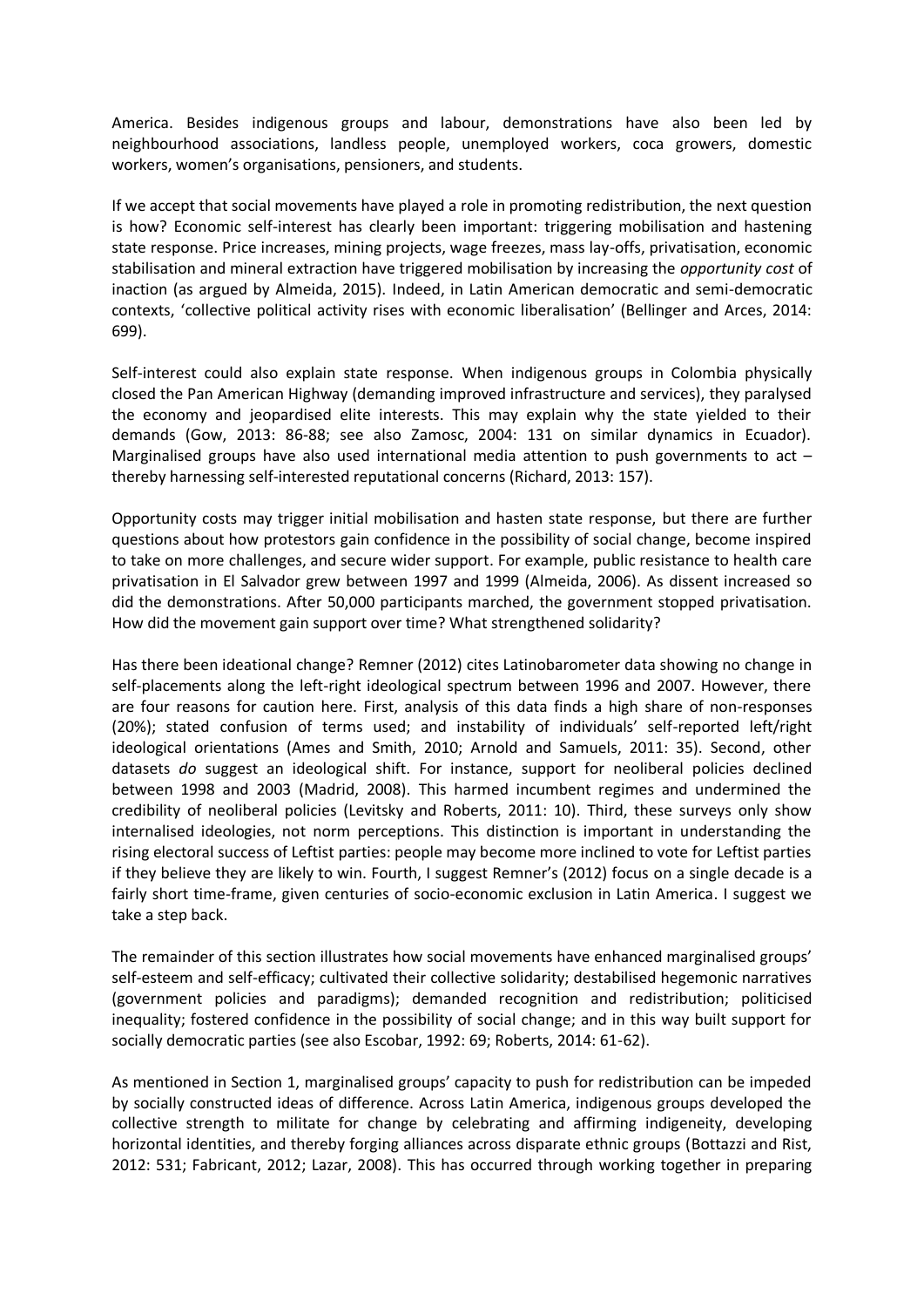America. Besides indigenous groups and labour, demonstrations have also been led by neighbourhood associations, landless people, unemployed workers, coca growers, domestic workers, women's organisations, pensioners, and students.

If we accept that social movements have played a role in promoting redistribution, the next question is how? Economic self-interest has clearly been important: triggering mobilisation and hastening state response. Price increases, mining projects, wage freezes, mass lay-offs, privatisation, economic stabilisation and mineral extraction have triggered mobilisation by increasing the *opportunity cost* of inaction (as argued by Almeida, 2015). Indeed, in Latin American democratic and semi-democratic contexts, 'collective political activity rises with economic liberalisation' (Bellinger and Arces, 2014: 699).

Self-interest could also explain state response. When indigenous groups in Colombia physically closed the Pan American Highway (demanding improved infrastructure and services), they paralysed the economy and jeopardised elite interests. This may explain why the state yielded to their demands (Gow, 2013: 86-88; see also Zamosc, 2004: 131 on similar dynamics in Ecuador). Marginalised groups have also used international media attention to push governments to act – thereby harnessing self-interested reputational concerns (Richard, 2013: 157).

Opportunity costs may trigger initial mobilisation and hasten state response, but there are further questions about how protestors gain confidence in the possibility of social change, become inspired to take on more challenges, and secure wider support. For example, public resistance to health care privatisation in El Salvador grew between 1997 and 1999 (Almeida, 2006). As dissent increased so did the demonstrations. After 50,000 participants marched, the government stopped privatisation. How did the movement gain support over time? What strengthened solidarity?

Has there been ideational change? Remner (2012) cites Latinobarometer data showing no change in self-placements along the left-right ideological spectrum between 1996 and 2007. However, there are four reasons for caution here. First, analysis of this data finds a high share of non-responses (20%); stated confusion of terms used; and instability of individuals' self-reported left/right ideological orientations (Ames and Smith, 2010; Arnold and Samuels, 2011: 35). Second, other datasets *do* suggest an ideological shift. For instance, support for neoliberal policies declined between 1998 and 2003 (Madrid, 2008). This harmed incumbent regimes and undermined the credibility of neoliberal policies (Levitsky and Roberts, 2011: 10). Third, these surveys only show internalised ideologies, not norm perceptions. This distinction is important in understanding the rising electoral success of Leftist parties: people may become more inclined to vote for Leftist parties if they believe they are likely to win. Fourth, I suggest Remner's (2012) focus on a single decade is a fairly short time-frame, given centuries of socio-economic exclusion in Latin America. I suggest we take a step back.

The remainder of this section illustrates how social movements have enhanced marginalised groups' self-esteem and self-efficacy; cultivated their collective solidarity; destabilised hegemonic narratives (government policies and paradigms); demanded recognition and redistribution; politicised inequality; fostered confidence in the possibility of social change; and in this way built support for socially democratic parties (see also Escobar, 1992: 69; Roberts, 2014: 61-62).

As mentioned in Section 1, marginalised groups' capacity to push for redistribution can be impeded by socially constructed ideas of difference. Across Latin America, indigenous groups developed the collective strength to militate for change by celebrating and affirming indigeneity, developing horizontal identities, and thereby forging alliances across disparate ethnic groups (Bottazzi and Rist, 2012: 531; Fabricant, 2012; Lazar, 2008). This has occurred through working together in preparing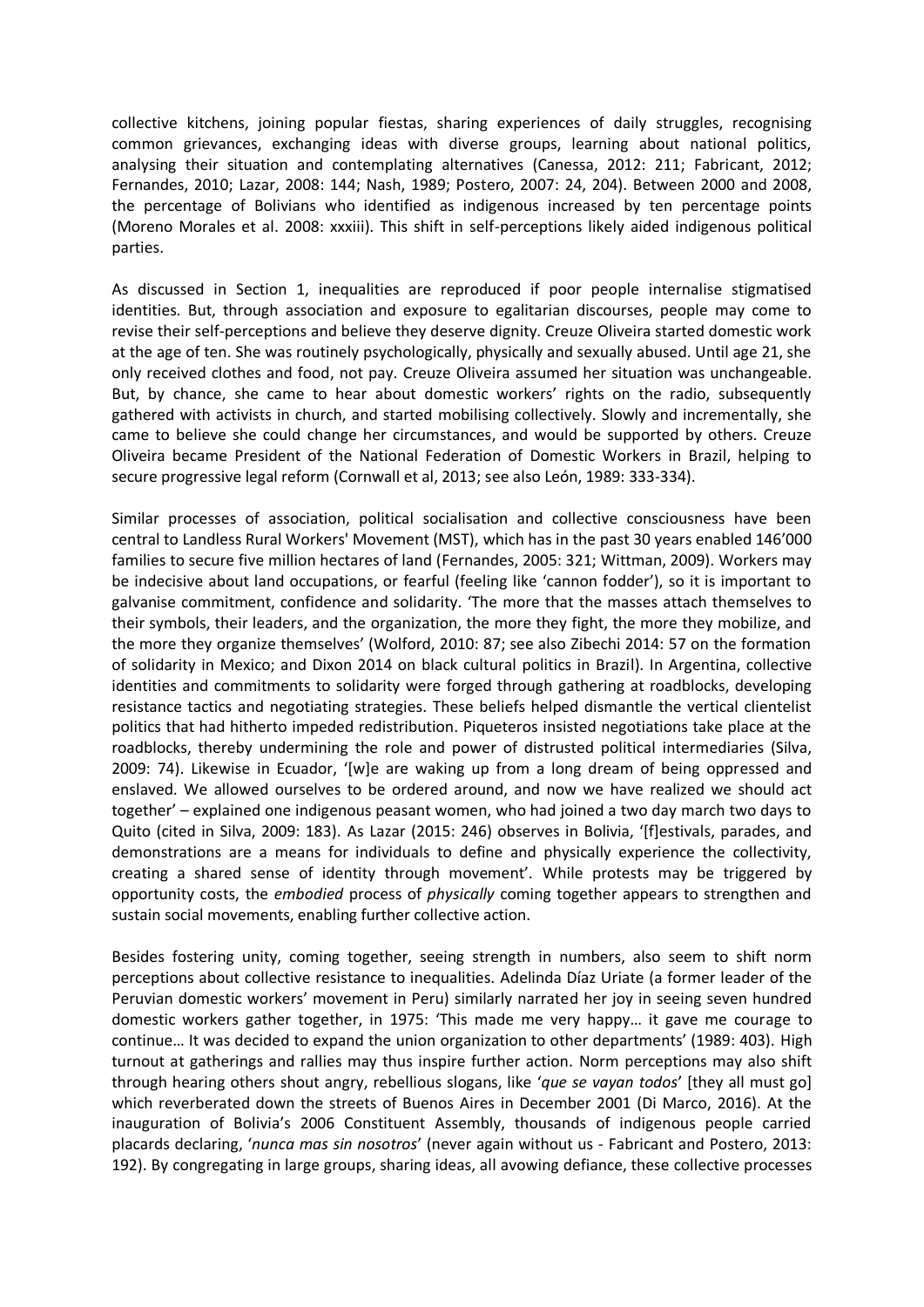collective kitchens, joining popular fiestas, sharing experiences of daily struggles, recognising common grievances, exchanging ideas with diverse groups, learning about national politics, analysing their situation and contemplating alternatives (Canessa, 2012: 211; Fabricant, 2012; Fernandes, 2010; Lazar, 2008: 144; Nash, 1989; Postero, 2007: 24, 204). Between 2000 and 2008, the percentage of Bolivians who identified as indigenous increased by ten percentage points (Moreno Morales et al. 2008: xxxiii). This shift in self-perceptions likely aided indigenous political parties.

As discussed in Section 1, inequalities are reproduced if poor people internalise stigmatised identities. But, through association and exposure to egalitarian discourses, people may come to revise their self-perceptions and believe they deserve dignity. Creuze Oliveira started domestic work at the age of ten. She was routinely psychologically, physically and sexually abused. Until age 21, she only received clothes and food, not pay. Creuze Oliveira assumed her situation was unchangeable. But, by chance, she came to hear about domestic workers' rights on the radio, subsequently gathered with activists in church, and started mobilising collectively. Slowly and incrementally, she came to believe she could change her circumstances, and would be supported by others. Creuze Oliveira became President of the National Federation of Domestic Workers in Brazil, helping to secure progressive legal reform (Cornwall et al, 2013; see also León, 1989: 333-334).

Similar processes of association, political socialisation and collective consciousness have been central to Landless Rural Workers' Movement (MST), which has in the past 30 years enabled 146'000 families to secure five million hectares of land (Fernandes, 2005: 321; Wittman, 2009). Workers may be indecisive about land occupations, or fearful (feeling like 'cannon fodder'), so it is important to galvanise commitment, confidence and solidarity. 'The more that the masses attach themselves to their symbols, their leaders, and the organization, the more they fight, the more they mobilize, and the more they organize themselves' (Wolford, 2010: 87; see also Zibechi 2014: 57 on the formation of solidarity in Mexico; and Dixon 2014 on black cultural politics in Brazil). In Argentina, collective identities and commitments to solidarity were forged through gathering at roadblocks, developing resistance tactics and negotiating strategies. These beliefs helped dismantle the vertical clientelist politics that had hitherto impeded redistribution. Piqueteros insisted negotiations take place at the roadblocks, thereby undermining the role and power of distrusted political intermediaries (Silva, 2009: 74). Likewise in Ecuador, '[w]e are waking up from a long dream of being oppressed and enslaved. We allowed ourselves to be ordered around, and now we have realized we should act together' – explained one indigenous peasant women, who had joined a two day march two days to Quito (cited in Silva, 2009: 183). As Lazar (2015: 246) observes in Bolivia, '[f]estivals, parades, and demonstrations are a means for individuals to define and physically experience the collectivity, creating a shared sense of identity through movement'. While protests may be triggered by opportunity costs, the *embodied* process of *physically* coming together appears to strengthen and sustain social movements, enabling further collective action.

Besides fostering unity, coming together, seeing strength in numbers, also seem to shift norm perceptions about collective resistance to inequalities. Adelinda Díaz Uriate (a former leader of the Peruvian domestic workers' movement in Peru) similarly narrated her joy in seeing seven hundred domestic workers gather together, in 1975: 'This made me very happy… it gave me courage to continue… It was decided to expand the union organization to other departments' (1989: 403). High turnout at gatherings and rallies may thus inspire further action. Norm perceptions may also shift through hearing others shout angry, rebellious slogans, like '*que se vayan todos*' [they all must go] which reverberated down the streets of Buenos Aires in December 2001 (Di Marco, 2016). At the inauguration of Bolivia's 2006 Constituent Assembly, thousands of indigenous people carried placards declaring, '*nunca mas sin nosotros*' (never again without us - Fabricant and Postero, 2013: 192). By congregating in large groups, sharing ideas, all avowing defiance, these collective processes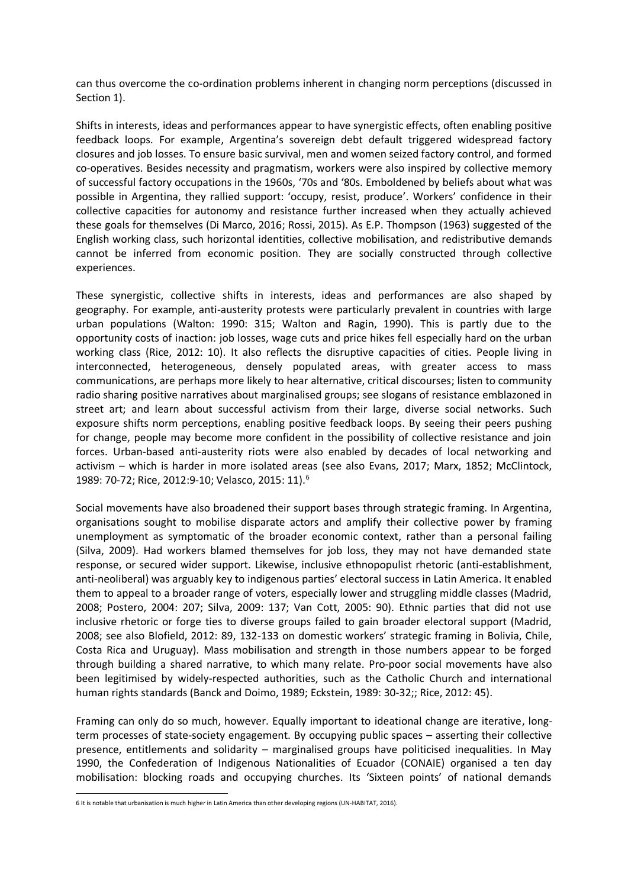can thus overcome the co-ordination problems inherent in changing norm perceptions (discussed in Section 1).

Shifts in interests, ideas and performances appear to have synergistic effects, often enabling positive feedback loops. For example, Argentina's sovereign debt default triggered widespread factory closures and job losses. To ensure basic survival, men and women seized factory control, and formed co-operatives. Besides necessity and pragmatism, workers were also inspired by collective memory of successful factory occupations in the 1960s, '70s and '80s. Emboldened by beliefs about what was possible in Argentina, they rallied support: 'occupy, resist, produce'. Workers' confidence in their collective capacities for autonomy and resistance further increased when they actually achieved these goals for themselves (Di Marco, 2016; Rossi, 2015). As E.P. Thompson (1963) suggested of the English working class, such horizontal identities, collective mobilisation, and redistributive demands cannot be inferred from economic position. They are socially constructed through collective experiences.

These synergistic, collective shifts in interests, ideas and performances are also shaped by geography. For example, anti-austerity protests were particularly prevalent in countries with large urban populations (Walton: 1990: 315; Walton and Ragin, 1990). This is partly due to the opportunity costs of inaction: job losses, wage cuts and price hikes fell especially hard on the urban working class (Rice, 2012: 10). It also reflects the disruptive capacities of cities. People living in interconnected, heterogeneous, densely populated areas, with greater access to mass communications, are perhaps more likely to hear alternative, critical discourses; listen to community radio sharing positive narratives about marginalised groups; see slogans of resistance emblazoned in street art; and learn about successful activism from their large, diverse social networks. Such exposure shifts norm perceptions, enabling positive feedback loops. By seeing their peers pushing for change, people may become more confident in the possibility of collective resistance and join forces. Urban-based anti-austerity riots were also enabled by decades of local networking and activism – which is harder in more isolated areas (see also Evans, 2017; Marx, 1852; McClintock, 1989: 70-72; Rice, 2012:9-10; Velasco, 2015: 11).[6]

Social movements have also broadened their support bases through strategic framing. In Argentina, organisations sought to mobilise disparate actors and amplify their collective power by framing unemployment as symptomatic of the broader economic context, rather than a personal failing (Silva, 2009). Had workers blamed themselves for job loss, they may not have demanded state response, or secured wider support. Likewise, inclusive ethnopopulist rhetoric (anti-establishment, anti-neoliberal) was arguably key to indigenous parties' electoral success in Latin America. It enabled them to appeal to a broader range of voters, especially lower and struggling middle classes (Madrid, 2008; Postero, 2004: 207; Silva, 2009: 137; Van Cott, 2005: 90). Ethnic parties that did not use inclusive rhetoric or forge ties to diverse groups failed to gain broader electoral support (Madrid, 2008; see also Blofield, 2012: 89, 132-133 on domestic workers' strategic framing in Bolivia, Chile, Costa Rica and Uruguay). Mass mobilisation and strength in those numbers appear to be forged through building a shared narrative, to which many relate. Pro-poor social movements have also been legitimised by widely-respected authorities, such as the Catholic Church and international human rights standards (Banck and Doimo, 1989; Eckstein, 1989: 30-32;; Rice, 2012: 45).

Framing can only do so much, however. Equally important to ideational change are iterative, long-term processes of state-society engagement. By occupying public spaces – asserting their collective presence, entitlements and solidarity – marginalised groups have politicised inequalities. In May 1990, the Confederation of Indigenous Nationalities of Ecuador (CONAIE) organised a ten day mobilisation: blocking roads and occupying churches. Its 'Sixteen points' of national demands

[6] It is notable that urbanisation is much higher in Latin America than other developing regions (UN-HABITAT, 2016).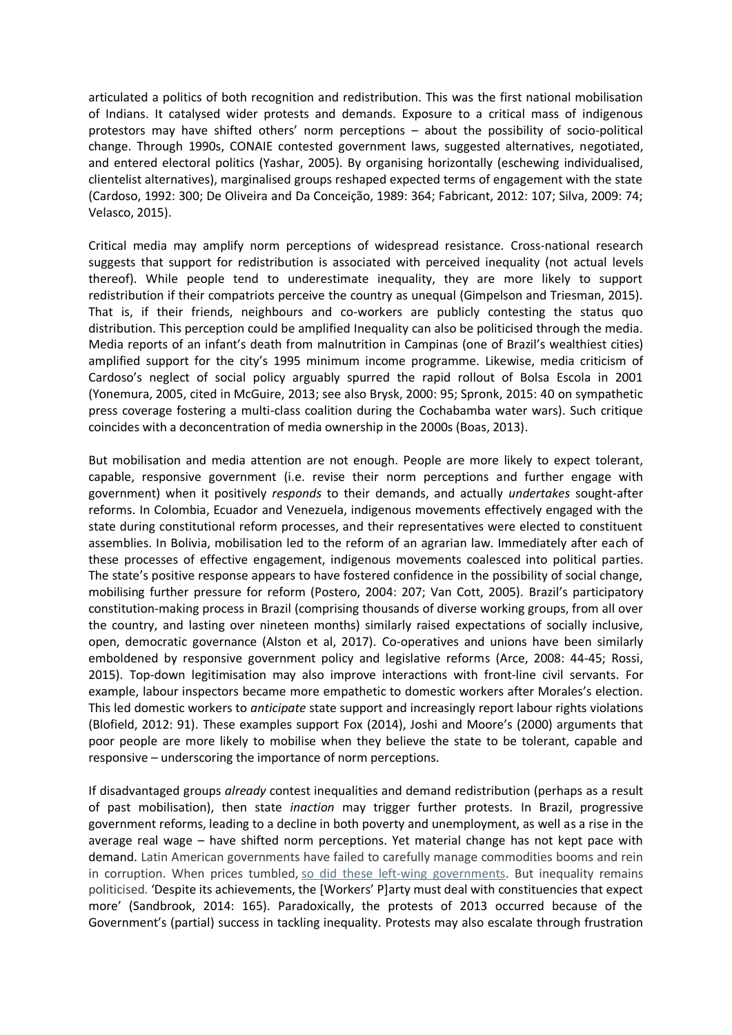articulated a politics of both recognition and redistribution. This was the first national mobilisation of Indians. It catalysed wider protests and demands. Exposure to a critical mass of indigenous protestors may have shifted others' norm perceptions – about the possibility of socio-political change. Through 1990s, CONAIE contested government laws, suggested alternatives, negotiated, and entered electoral politics (Yashar, 2005). By organising horizontally (eschewing individualised, clientelist alternatives), marginalised groups reshaped expected terms of engagement with the state (Cardoso, 1992: 300; De Oliveira and Da Conceição, 1989: 364; Fabricant, 2012: 107; Silva, 2009: 74; Velasco, 2015).

Critical media may amplify norm perceptions of widespread resistance. Cross-national research suggests that support for redistribution is associated with perceived inequality (not actual levels thereof). While people tend to underestimate inequality, they are more likely to support redistribution if their compatriots perceive the country as unequal (Gimpelson and Triesman, 2015). That is, if their friends, neighbours and co-workers are publicly contesting the status quo distribution. This perception could be amplified Inequality can also be politicised through the media. Media reports of an infant's death from malnutrition in Campinas (one of Brazil's wealthiest cities) amplified support for the city's 1995 minimum income programme. Likewise, media criticism of Cardoso's neglect of social policy arguably spurred the rapid rollout of Bolsa Escola in 2001 (Yonemura, 2005, cited in McGuire, 2013; see also Brysk, 2000: 95; Spronk, 2015: 40 on sympathetic press coverage fostering a multi-class coalition during the Cochabamba water wars). Such critique coincides with a deconcentration of media ownership in the 2000s (Boas, 2013).

But mobilisation and media attention are not enough. People are more likely to expect tolerant, capable, responsive government (i.e. revise their norm perceptions and further engage with government) when it positively *responds* to their demands, and actually *undertakes* sought-after reforms. In Colombia, Ecuador and Venezuela, indigenous movements effectively engaged with the state during constitutional reform processes, and their representatives were elected to constituent assemblies. In Bolivia, mobilisation led to the reform of an agrarian law. Immediately after each of these processes of effective engagement, indigenous movements coalesced into political parties. The state's positive response appears to have fostered confidence in the possibility of social change, mobilising further pressure for reform (Postero, 2004: 207; Van Cott, 2005). Brazil's participatory constitution-making process in Brazil (comprising thousands of diverse working groups, from all over the country, and lasting over nineteen months) similarly raised expectations of socially inclusive, open, democratic governance (Alston et al, 2017). Co-operatives and unions have been similarly emboldened by responsive government policy and legislative reforms (Arce, 2008: 44-45; Rossi, 2015). Top-down legitimisation may also improve interactions with front-line civil servants. For example, labour inspectors became more empathetic to domestic workers after Morales's election. This led domestic workers to *anticipate* state support and increasingly report labour rights violations (Blofield, 2012: 91). These examples support Fox (2014), Joshi and Moore's (2000) arguments that poor people are more likely to mobilise when they believe the state to be tolerant, capable and responsive – underscoring the importance of norm perceptions.

If disadvantaged groups *already* contest inequalities and demand redistribution (perhaps as a result of past mobilisation), then state *inaction* may trigger further protests. In Brazil, progressive government reforms, leading to a decline in both poverty and unemployment, as well as a rise in the average real wage – have shifted norm perceptions. Yet material change has not kept pace with demand. Latin American governments have failed to carefully manage commodities booms and rein in corruption. When prices tumbled, so did these left-wing governments. But inequality remains politicised. 'Despite its achievements, the [Workers' P]arty must deal with constituencies that expect more' (Sandbrook, 2014: 165). Paradoxically, the protests of 2013 occurred because of the Government's (partial) success in tackling inequality. Protests may also escalate through frustration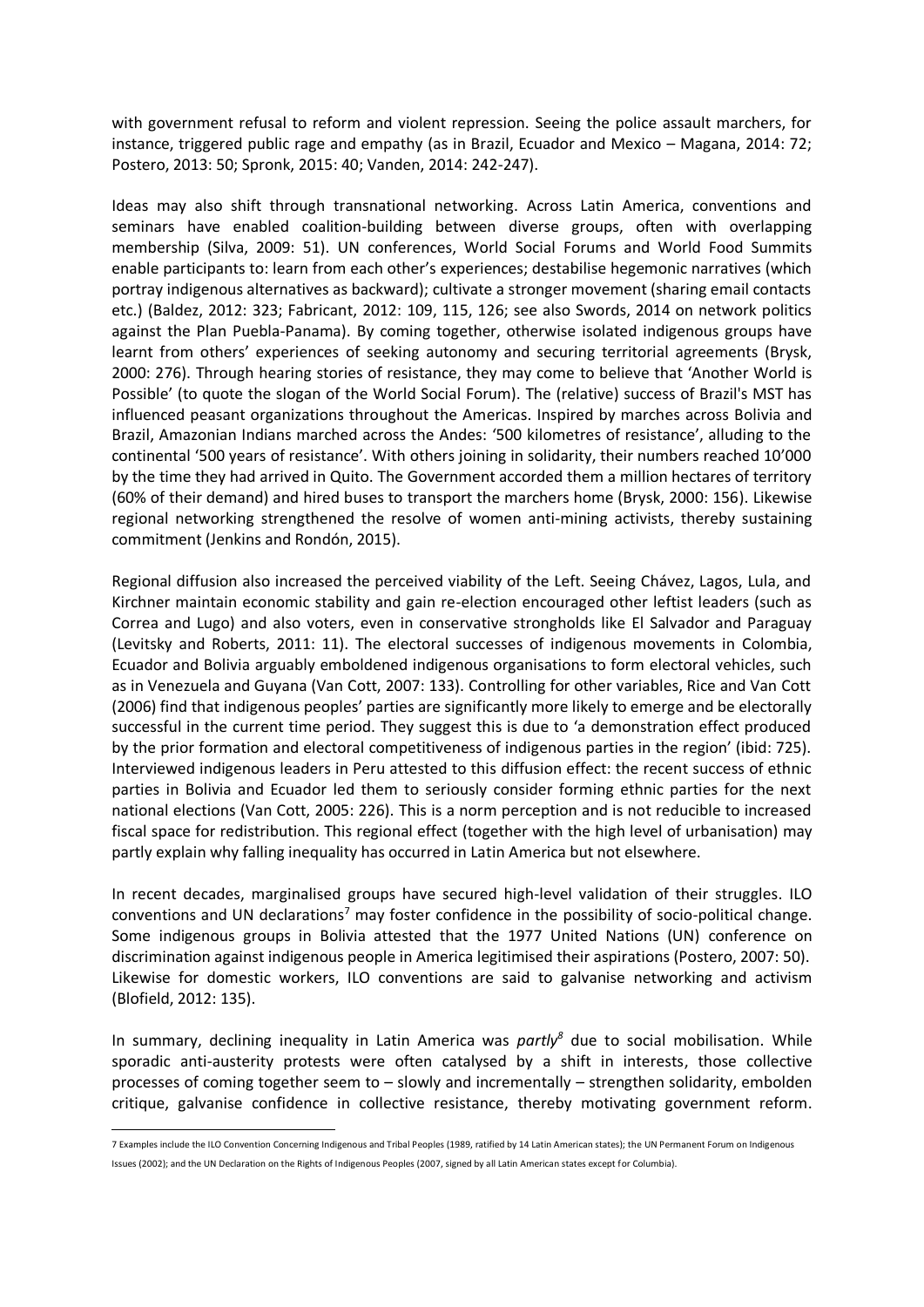with government refusal to reform and violent repression. Seeing the police assault marchers, for instance, triggered public rage and empathy (as in Brazil, Ecuador and Mexico – Magana, 2014: 72; Postero, 2013: 50; Spronk, 2015: 40; Vanden, 2014: 242-247).

Ideas may also shift through transnational networking. Across Latin America, conventions and seminars have enabled coalition-building between diverse groups, often with overlapping membership (Silva, 2009: 51). UN conferences, World Social Forums and World Food Summits enable participants to: learn from each other's experiences; destabilise hegemonic narratives (which portray indigenous alternatives as backward); cultivate a stronger movement (sharing email contacts etc.) (Baldez, 2012: 323; Fabricant, 2012: 109, 115, 126; see also Swords, 2014 on network politics against the Plan Puebla-Panama). By coming together, otherwise isolated indigenous groups have learnt from others' experiences of seeking autonomy and securing territorial agreements (Brysk, 2000: 276). Through hearing stories of resistance, they may come to believe that 'Another World is Possible' (to quote the slogan of the World Social Forum). The (relative) success of Brazil's MST has influenced peasant organizations throughout the Americas. Inspired by marches across Bolivia and Brazil, Amazonian Indians marched across the Andes: '500 kilometres of resistance', alluding to the continental '500 years of resistance'. With others joining in solidarity, their numbers reached 10'000 by the time they had arrived in Quito. The Government accorded them a million hectares of territory (60% of their demand) and hired buses to transport the marchers home (Brysk, 2000: 156). Likewise regional networking strengthened the resolve of women anti-mining activists, thereby sustaining commitment (Jenkins and Rondón, 2015).

Regional diffusion also increased the perceived viability of the Left. Seeing Chávez, Lagos, Lula, and Kirchner maintain economic stability and gain re-election encouraged other leftist leaders (such as Correa and Lugo) and also voters, even in conservative strongholds like El Salvador and Paraguay (Levitsky and Roberts, 2011: 11). The electoral successes of indigenous movements in Colombia, Ecuador and Bolivia arguably emboldened indigenous organisations to form electoral vehicles, such as in Venezuela and Guyana (Van Cott, 2007: 133). Controlling for other variables, Rice and Van Cott (2006) find that indigenous peoples' parties are significantly more likely to emerge and be electorally successful in the current time period. They suggest this is due to 'a demonstration effect produced by the prior formation and electoral competitiveness of indigenous parties in the region' (ibid: 725). Interviewed indigenous leaders in Peru attested to this diffusion effect: the recent success of ethnic parties in Bolivia and Ecuador led them to seriously consider forming ethnic parties for the next national elections (Van Cott, 2005: 226). This is a norm perception and is not reducible to increased fiscal space for redistribution. This regional effect (together with the high level of urbanisation) may partly explain why falling inequality has occurred in Latin America but not elsewhere.

In recent decades, marginalised groups have secured high-level validation of their struggles. ILO conventions and UN declarations[7] may foster confidence in the possibility of socio-political change. Some indigenous groups in Bolivia attested that the 1977 United Nations (UN) conference on discrimination against indigenous people in America legitimised their aspirations (Postero, 2007: 50). Likewise for domestic workers, ILO conventions are said to galvanise networking and activism (Blofield, 2012: 135).

In summary, declining inequality in Latin America was *partly*[8] due to social mobilisation. While sporadic anti-austerity protests were often catalysed by a shift in interests, those collective processes of coming together seem to – slowly and incrementally – strengthen solidarity, embolden critique, galvanise confidence in collective resistance, thereby motivating government reform.

7 Examples include the ILO Convention Concerning Indigenous and Tribal Peoples (1989, ratified by 14 Latin American states); the UN Permanent Forum on Indigenous Issues (2002); and the UN Declaration on the Rights of Indigenous Peoples (2007, signed by all Latin American states except for Columbia).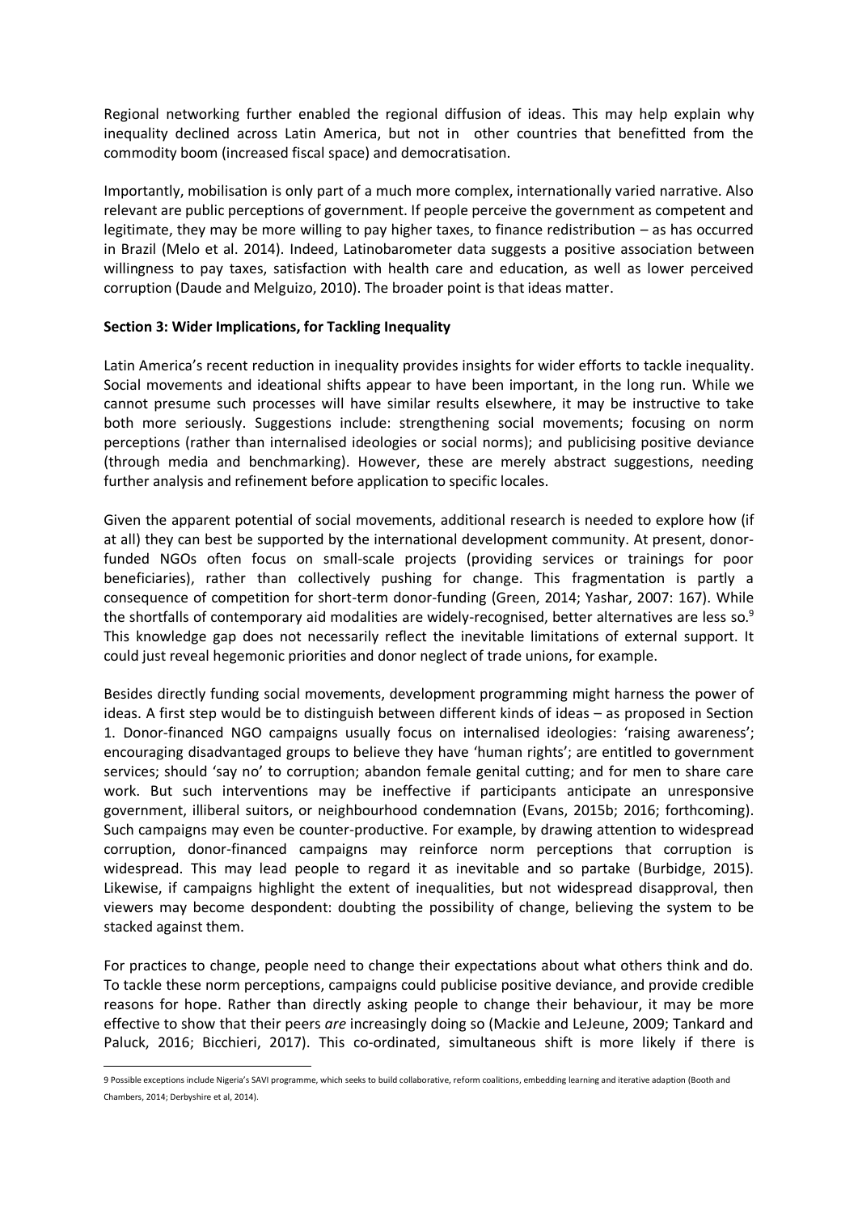Regional networking further enabled the regional diffusion of ideas. This may help explain why inequality declined across Latin America, but not in other countries that benefitted from the commodity boom (increased fiscal space) and democratisation.

Importantly, mobilisation is only part of a much more complex, internationally varied narrative. Also relevant are public perceptions of government. If people perceive the government as competent and legitimate, they may be more willing to pay higher taxes, to finance redistribution – as has occurred in Brazil (Melo et al. 2014). Indeed, Latinobarometer data suggests a positive association between willingness to pay taxes, satisfaction with health care and education, as well as lower perceived corruption (Daude and Melguizo, 2010). The broader point is that ideas matter.

**Section 3: Wider Implications, for Tackling Inequality**

Latin America's recent reduction in inequality provides insights for wider efforts to tackle inequality. Social movements and ideational shifts appear to have been important, in the long run. While we cannot presume such processes will have similar results elsewhere, it may be instructive to take both more seriously. Suggestions include: strengthening social movements; focusing on norm perceptions (rather than internalised ideologies or social norms); and publicising positive deviance (through media and benchmarking). However, these are merely abstract suggestions, needing further analysis and refinement before application to specific locales.

Given the apparent potential of social movements, additional research is needed to explore how (if at all) they can best be supported by the international development community. At present, donor-funded NGOs often focus on small-scale projects (providing services or trainings for poor beneficiaries), rather than collectively pushing for change. This fragmentation is partly a consequence of competition for short-term donor-funding (Green, 2014; Yashar, 2007: 167). While the shortfalls of contemporary aid modalities are widely-recognised, better alternatives are less so.[9] This knowledge gap does not necessarily reflect the inevitable limitations of external support. It could just reveal hegemonic priorities and donor neglect of trade unions, for example.

Besides directly funding social movements, development programming might harness the power of ideas. A first step would be to distinguish between different kinds of ideas – as proposed in Section 1. Donor-financed NGO campaigns usually focus on internalised ideologies: 'raising awareness'; encouraging disadvantaged groups to believe they have 'human rights'; are entitled to government services; should 'say no' to corruption; abandon female genital cutting; and for men to share care work. But such interventions may be ineffective if participants anticipate an unresponsive government, illiberal suitors, or neighbourhood condemnation (Evans, 2015b; 2016; forthcoming). Such campaigns may even be counter-productive. For example, by drawing attention to widespread corruption, donor-financed campaigns may reinforce norm perceptions that corruption is widespread. This may lead people to regard it as inevitable and so partake (Burbidge, 2015). Likewise, if campaigns highlight the extent of inequalities, but not widespread disapproval, then viewers may become despondent: doubting the possibility of change, believing the system to be stacked against them.

For practices to change, people need to change their expectations about what others think and do. To tackle these norm perceptions, campaigns could publicise positive deviance, and provide credible reasons for hope. Rather than directly asking people to change their behaviour, it may be more effective to show that their peers *are* increasingly doing so (Mackie and LeJeune, 2009; Tankard and Paluck, 2016; Bicchieri, 2017). This co-ordinated, simultaneous shift is more likely if there is

9 Possible exceptions include Nigeria's SAVI programme, which seeks to build collaborative, reform coalitions, embedding learning and iterative adaption (Booth and Chambers, 2014; Derbyshire et al, 2014).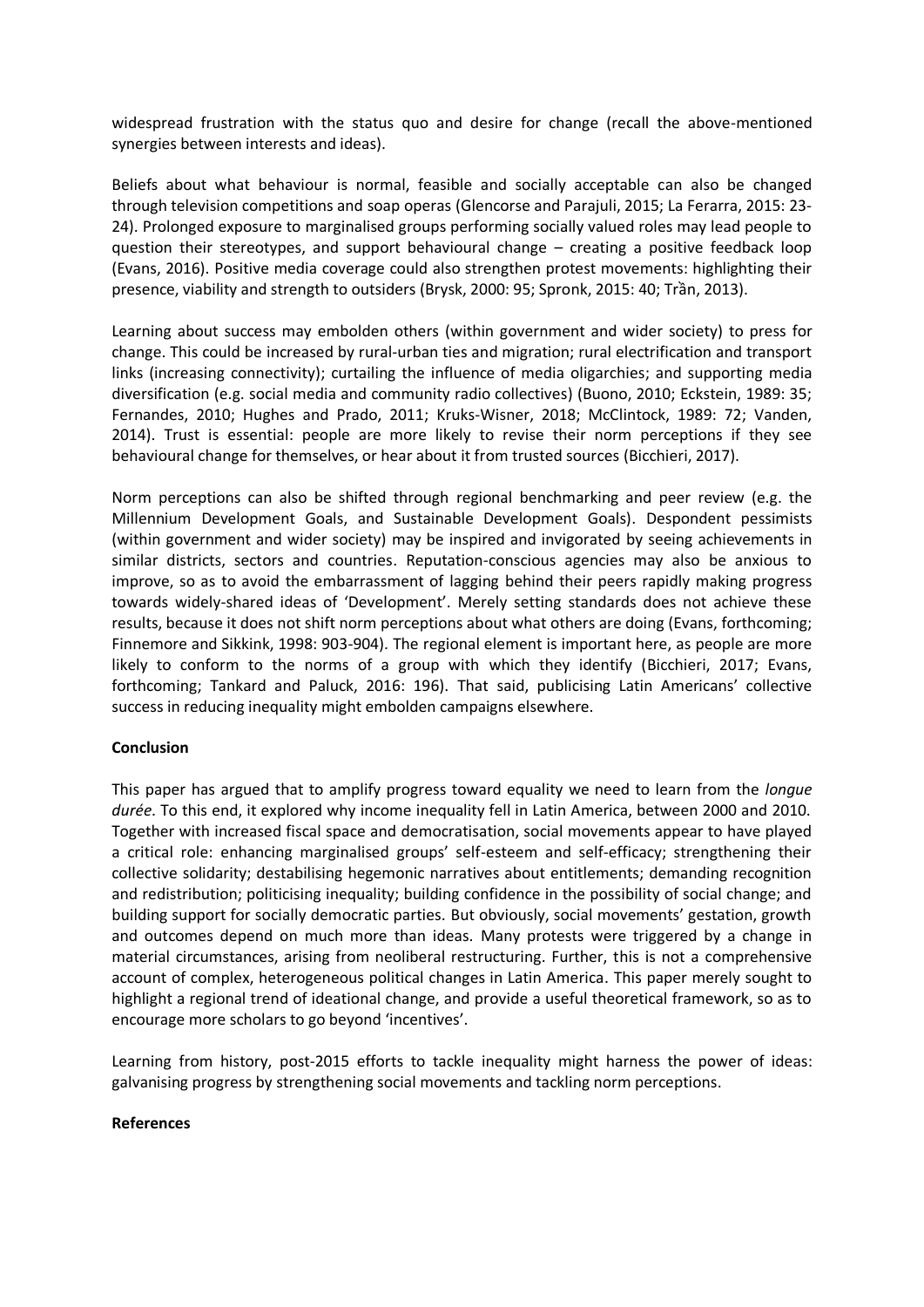widespread frustration with the status quo and desire for change (recall the above-mentioned synergies between interests and ideas).

Beliefs about what behaviour is normal, feasible and socially acceptable can also be changed through television competitions and soap operas (Glencorse and Parajuli, 2015; La Ferarra, 2015: 23-24). Prolonged exposure to marginalised groups performing socially valued roles may lead people to question their stereotypes, and support behavioural change – creating a positive feedback loop (Evans, 2016). Positive media coverage could also strengthen protest movements: highlighting their presence, viability and strength to outsiders (Brysk, 2000: 95; Spronk, 2015: 40; Trần, 2013).

Learning about success may embolden others (within government and wider society) to press for change. This could be increased by rural-urban ties and migration; rural electrification and transport links (increasing connectivity); curtailing the influence of media oligarchies; and supporting media diversification (e.g. social media and community radio collectives) (Buono, 2010; Eckstein, 1989: 35; Fernandes, 2010; Hughes and Prado, 2011; Kruks-Wisner, 2018; McClintock, 1989: 72; Vanden, 2014). Trust is essential: people are more likely to revise their norm perceptions if they see behavioural change for themselves, or hear about it from trusted sources (Bicchieri, 2017).

Norm perceptions can also be shifted through regional benchmarking and peer review (e.g. the Millennium Development Goals, and Sustainable Development Goals). Despondent pessimists (within government and wider society) may be inspired and invigorated by seeing achievements in similar districts, sectors and countries. Reputation-conscious agencies may also be anxious to improve, so as to avoid the embarrassment of lagging behind their peers rapidly making progress towards widely-shared ideas of 'Development'. Merely setting standards does not achieve these results, because it does not shift norm perceptions about what others are doing (Evans, forthcoming; Finnemore and Sikkink, 1998: 903-904). The regional element is important here, as people are more likely to conform to the norms of a group with which they identify (Bicchieri, 2017; Evans, forthcoming; Tankard and Paluck, 2016: 196). That said, publicising Latin Americans' collective success in reducing inequality might embolden campaigns elsewhere.

**Conclusion**

This paper has argued that to amplify progress toward equality we need to learn from the *longue durée*. To this end, it explored why income inequality fell in Latin America, between 2000 and 2010. Together with increased fiscal space and democratisation, social movements appear to have played a critical role: enhancing marginalised groups' self-esteem and self-efficacy; strengthening their collective solidarity; destabilising hegemonic narratives about entitlements; demanding recognition and redistribution; politicising inequality; building confidence in the possibility of social change; and building support for socially democratic parties. But obviously, social movements' gestation, growth and outcomes depend on much more than ideas. Many protests were triggered by a change in material circumstances, arising from neoliberal restructuring. Further, this is not a comprehensive account of complex, heterogeneous political changes in Latin America. This paper merely sought to highlight a regional trend of ideational change, and provide a useful theoretical framework, so as to encourage more scholars to go beyond 'incentives'.

Learning from history, post-2015 efforts to tackle inequality might harness the power of ideas: galvanising progress by strengthening social movements and tackling norm perceptions.

**References**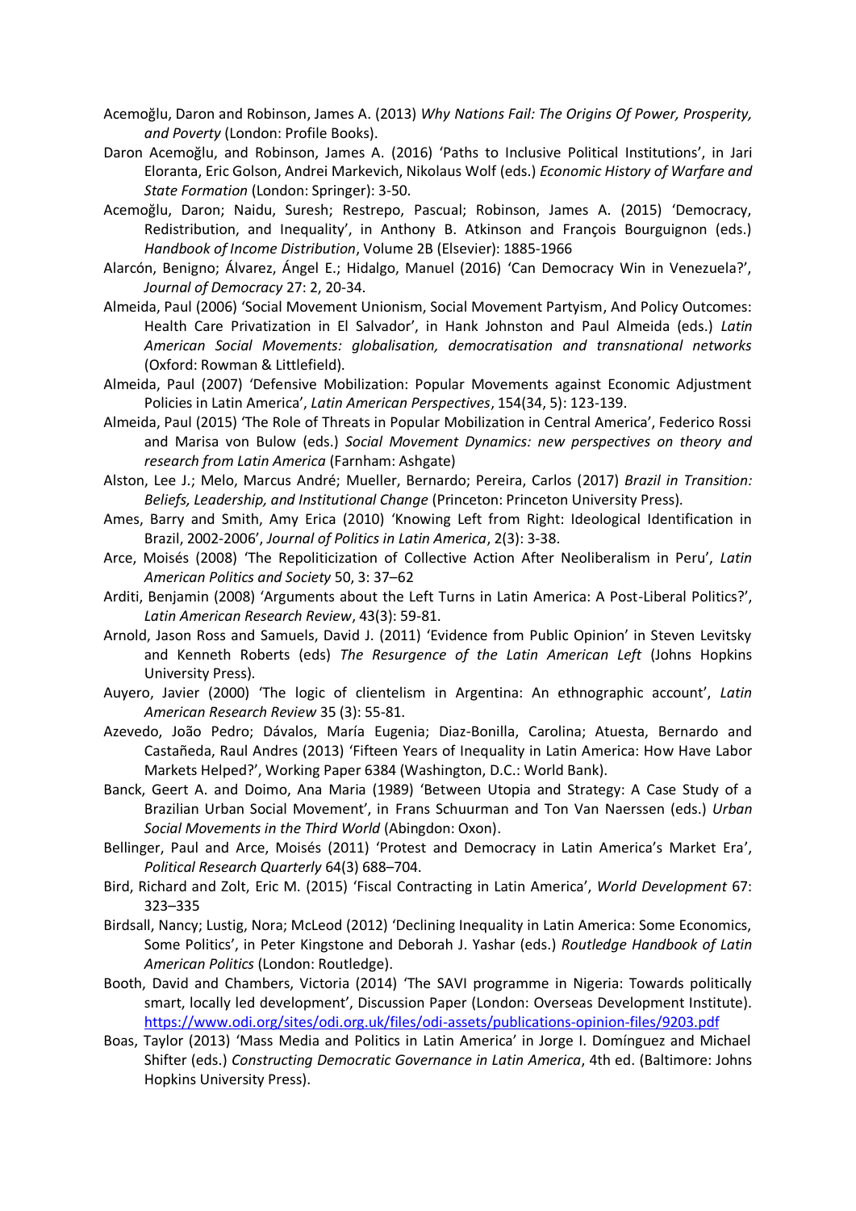Acemoğlu, Daron and Robinson, James A. (2013) *Why Nations Fail: The Origins Of Power, Prosperity, and Poverty* (London: Profile Books).

Daron Acemoğlu, and Robinson, James A. (2016) 'Paths to Inclusive Political Institutions', in Jari Eloranta, Eric Golson, Andrei Markevich, Nikolaus Wolf (eds.) *Economic History of Warfare and State Formation* (London: Springer): 3-50.

Acemoğlu, Daron; Naidu, Suresh; Restrepo, Pascual; Robinson, James A. (2015) 'Democracy, Redistribution, and Inequality', in Anthony B. Atkinson and François Bourguignon (eds.) *Handbook of Income Distribution*, Volume 2B (Elsevier): 1885-1966

Alarcón, Benigno; Álvarez, Ángel E.; Hidalgo, Manuel (2016) 'Can Democracy Win in Venezuela?', *Journal of Democracy* 27: 2, 20-34.

Almeida, Paul (2006) 'Social Movement Unionism, Social Movement Partyism, And Policy Outcomes: Health Care Privatization in El Salvador', in Hank Johnston and Paul Almeida (eds.) *Latin American Social Movements: globalisation, democratisation and transnational networks* (Oxford: Rowman & Littlefield).

Almeida, Paul (2007) 'Defensive Mobilization: Popular Movements against Economic Adjustment Policies in Latin America', *Latin American Perspectives*, 154(34, 5): 123-139.

Almeida, Paul (2015) 'The Role of Threats in Popular Mobilization in Central America', Federico Rossi and Marisa von Bulow (eds.) *Social Movement Dynamics: new perspectives on theory and research from Latin America* (Farnham: Ashgate)

Alston, Lee J.; Melo, Marcus André; Mueller, Bernardo; Pereira, Carlos (2017) *Brazil in Transition: Beliefs, Leadership, and Institutional Change* (Princeton: Princeton University Press).

Ames, Barry and Smith, Amy Erica (2010) 'Knowing Left from Right: Ideological Identification in Brazil, 2002-2006', *Journal of Politics in Latin America*, 2(3): 3-38.

Arce, Moisés (2008) 'The Repoliticization of Collective Action After Neoliberalism in Peru', *Latin American Politics and Society* 50, 3: 37–62

Arditi, Benjamin (2008) 'Arguments about the Left Turns in Latin America: A Post-Liberal Politics?', *Latin American Research Review*, 43(3): 59-81.

Arnold, Jason Ross and Samuels, David J. (2011) 'Evidence from Public Opinion' in Steven Levitsky and Kenneth Roberts (eds) *The Resurgence of the Latin American Left* (Johns Hopkins University Press).

Auyero, Javier (2000) 'The logic of clientelism in Argentina: An ethnographic account', *Latin American Research Review* 35 (3): 55-81.

Azevedo, João Pedro; Dávalos, María Eugenia; Diaz-Bonilla, Carolina; Atuesta, Bernardo and Castañeda, Raul Andres (2013) 'Fifteen Years of Inequality in Latin America: How Have Labor Markets Helped?', Working Paper 6384 (Washington, D.C.: World Bank).

Banck, Geert A. and Doimo, Ana Maria (1989) 'Between Utopia and Strategy: A Case Study of a Brazilian Urban Social Movement', in Frans Schuurman and Ton Van Naerssen (eds.) *Urban Social Movements in the Third World* (Abingdon: Oxon).

Bellinger, Paul and Arce, Moisés (2011) 'Protest and Democracy in Latin America's Market Era', *Political Research Quarterly* 64(3) 688–704.

Bird, Richard and Zolt, Eric M. (2015) 'Fiscal Contracting in Latin America', *World Development* 67: 323–335

Birdsall, Nancy; Lustig, Nora; McLeod (2012) 'Declining Inequality in Latin America: Some Economics, Some Politics', in Peter Kingstone and Deborah J. Yashar (eds.) *Routledge Handbook of Latin American Politics* (London: Routledge).

Booth, David and Chambers, Victoria (2014) 'The SAVI programme in Nigeria: Towards politically smart, locally led development', Discussion Paper (London: Overseas Development Institute). https://www.odi.org/sites/odi.org.uk/files/odi-assets/publications-opinion-files/9203.pdf

Boas, Taylor (2013) 'Mass Media and Politics in Latin America' in Jorge I. Domínguez and Michael Shifter (eds.) *Constructing Democratic Governance in Latin America*, 4th ed. (Baltimore: Johns Hopkins University Press).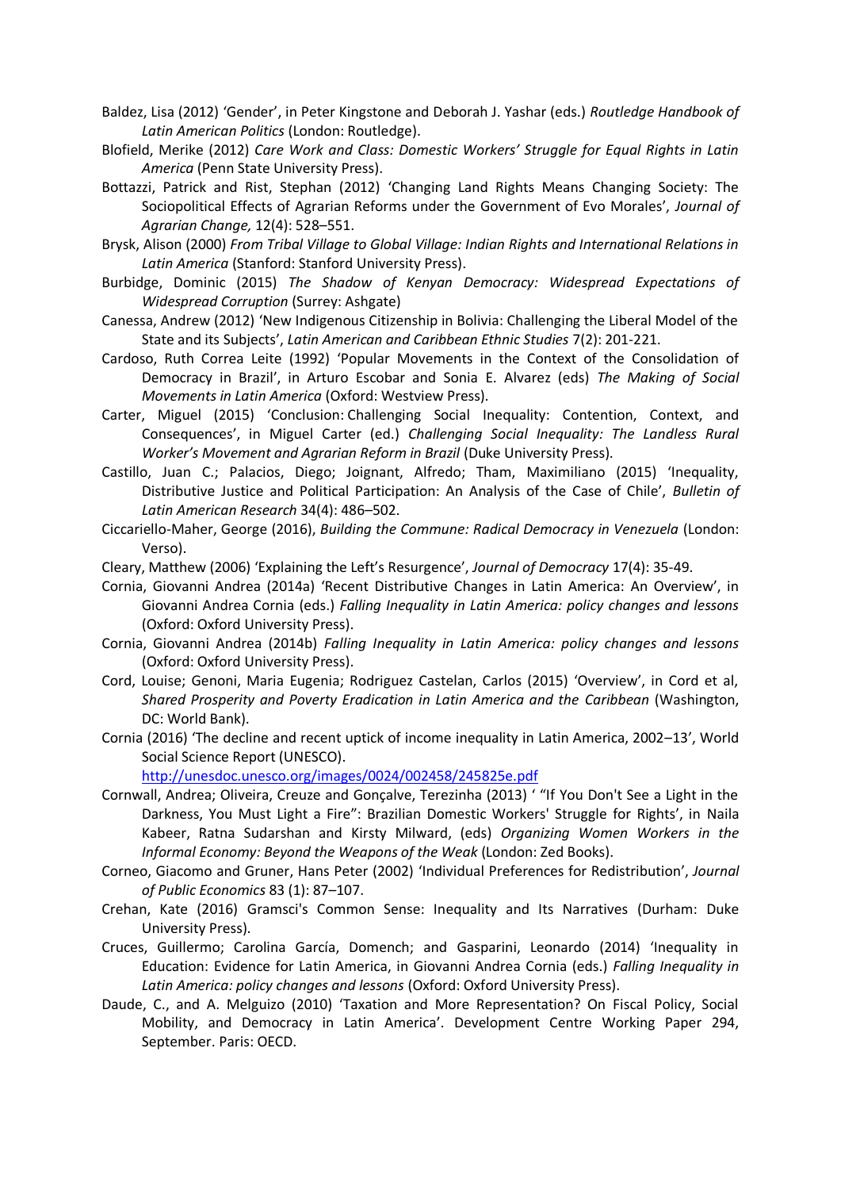Baldez, Lisa (2012) 'Gender', in Peter Kingstone and Deborah J. Yashar (eds.) *Routledge Handbook of Latin American Politics* (London: Routledge).

Blofield, Merike (2012) *Care Work and Class: Domestic Workers' Struggle for Equal Rights in Latin America* (Penn State University Press).

Bottazzi, Patrick and Rist, Stephan (2012) 'Changing Land Rights Means Changing Society: The Sociopolitical Effects of Agrarian Reforms under the Government of Evo Morales', *Journal of Agrarian Change,* 12(4): 528–551.

Brysk, Alison (2000) *From Tribal Village to Global Village: Indian Rights and International Relations in Latin America* (Stanford: Stanford University Press).

Burbidge, Dominic (2015) *The Shadow of Kenyan Democracy: Widespread Expectations of Widespread Corruption* (Surrey: Ashgate)

Canessa, Andrew (2012) 'New Indigenous Citizenship in Bolivia: Challenging the Liberal Model of the State and its Subjects', *Latin American and Caribbean Ethnic Studies* 7(2): 201-221.

Cardoso, Ruth Correa Leite (1992) 'Popular Movements in the Context of the Consolidation of Democracy in Brazil', in Arturo Escobar and Sonia E. Alvarez (eds) *The Making of Social Movements in Latin America* (Oxford: Westview Press).

Carter, Miguel (2015) 'Conclusion: Challenging Social Inequality: Contention, Context, and Consequences', in Miguel Carter (ed.) *Challenging Social Inequality: The Landless Rural Worker's Movement and Agrarian Reform in Brazil* (Duke University Press).

Castillo, Juan C.; Palacios, Diego; Joignant, Alfredo; Tham, Maximiliano (2015) 'Inequality, Distributive Justice and Political Participation: An Analysis of the Case of Chile', *Bulletin of Latin American Research* 34(4): 486–502.

Ciccariello-Maher, George (2016), *Building the Commune: Radical Democracy in Venezuela* (London: Verso).

Cleary, Matthew (2006) 'Explaining the Left's Resurgence', *Journal of Democracy* 17(4): 35-49.

Cornia, Giovanni Andrea (2014a) 'Recent Distributive Changes in Latin America: An Overview', in Giovanni Andrea Cornia (eds.) *Falling Inequality in Latin America: policy changes and lessons* (Oxford: Oxford University Press).

Cornia, Giovanni Andrea (2014b) *Falling Inequality in Latin America: policy changes and lessons* (Oxford: Oxford University Press).

Cord, Louise; Genoni, Maria Eugenia; Rodriguez Castelan, Carlos (2015) 'Overview', in Cord et al, *Shared Prosperity and Poverty Eradication in Latin America and the Caribbean* (Washington, DC: World Bank).

Cornia (2016) 'The decline and recent uptick of income inequality in Latin America, 2002–13', World Social Science Report (UNESCO). http://unesdoc.unesco.org/images/0024/002458/245825e.pdf

Cornwall, Andrea; Oliveira, Creuze and Gonçalve, Terezinha (2013) ' "If You Don't See a Light in the Darkness, You Must Light a Fire": Brazilian Domestic Workers' Struggle for Rights', in Naila Kabeer, Ratna Sudarshan and Kirsty Milward, (eds) *Organizing Women Workers in the Informal Economy: Beyond the Weapons of the Weak* (London: Zed Books).

Corneo, Giacomo and Gruner, Hans Peter (2002) 'Individual Preferences for Redistribution', *Journal of Public Economics* 83 (1): 87–107.

Crehan, Kate (2016) Gramsci's Common Sense: Inequality and Its Narratives (Durham: Duke University Press).

Cruces, Guillermo; Carolina García, Domench; and Gasparini, Leonardo (2014) 'Inequality in Education: Evidence for Latin America, in Giovanni Andrea Cornia (eds.) *Falling Inequality in Latin America: policy changes and lessons* (Oxford: Oxford University Press).

Daude, C., and A. Melguizo (2010) 'Taxation and More Representation? On Fiscal Policy, Social Mobility, and Democracy in Latin America'. Development Centre Working Paper 294, September. Paris: OECD.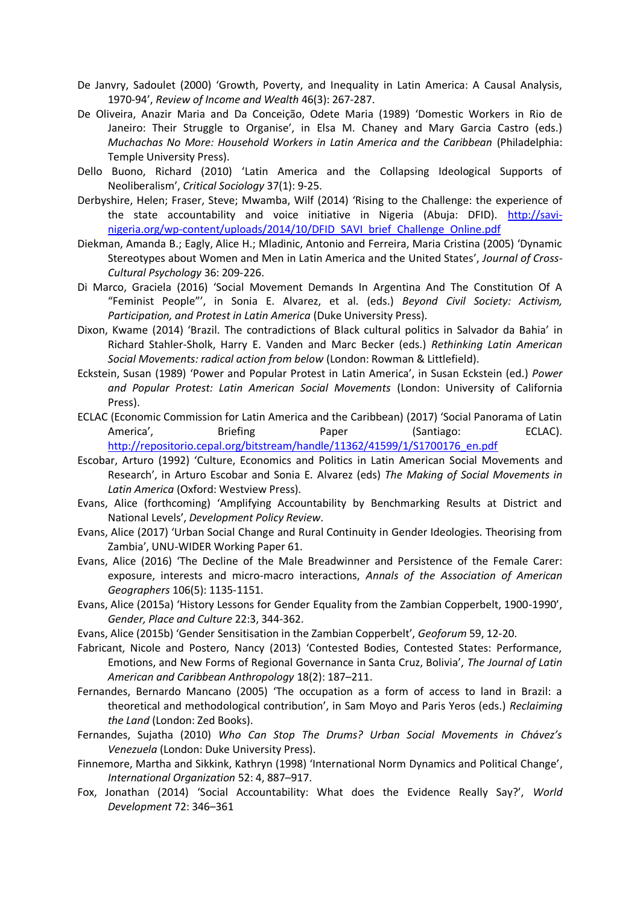De Janvry, Sadoulet (2000) 'Growth, Poverty, and Inequality in Latin America: A Causal Analysis, 1970-94', *Review of Income and Wealth* 46(3): 267-287.

De Oliveira, Anazir Maria and Da Conceição, Odete Maria (1989) 'Domestic Workers in Rio de Janeiro: Their Struggle to Organise', in Elsa M. Chaney and Mary Garcia Castro (eds.) *Muchachas No More: Household Workers in Latin America and the Caribbean* (Philadelphia: Temple University Press).

Dello Buono, Richard (2010) 'Latin America and the Collapsing Ideological Supports of Neoliberalism', *Critical Sociology* 37(1): 9-25.

Derbyshire, Helen; Fraser, Steve; Mwamba, Wilf (2014) 'Rising to the Challenge: the experience of the state accountability and voice initiative in Nigeria (Abuja: DFID). http://savi-nigeria.org/wp-content/uploads/2014/10/DFID_SAVI_brief_Challenge_Online.pdf

Diekman, Amanda B.; Eagly, Alice H.; Mladinic, Antonio and Ferreira, Maria Cristina (2005) 'Dynamic Stereotypes about Women and Men in Latin America and the United States', *Journal of Cross-Cultural Psychology* 36: 209-226.

Di Marco, Graciela (2016) 'Social Movement Demands In Argentina And The Constitution Of A "Feminist People"', in Sonia E. Alvarez, et al. (eds.) *Beyond Civil Society: Activism, Participation, and Protest in Latin America* (Duke University Press).

Dixon, Kwame (2014) 'Brazil. The contradictions of Black cultural politics in Salvador da Bahia' in Richard Stahler-Sholk, Harry E. Vanden and Marc Becker (eds.) *Rethinking Latin American Social Movements: radical action from below* (London: Rowman & Littlefield).

Eckstein, Susan (1989) 'Power and Popular Protest in Latin America', in Susan Eckstein (ed.) *Power and Popular Protest: Latin American Social Movements* (London: University of California Press).

ECLAC (Economic Commission for Latin America and the Caribbean) (2017) 'Social Panorama of Latin America', Briefing Paper (Santiago: ECLAC). http://repositorio.cepal.org/bitstream/handle/11362/41599/1/S1700176_en.pdf

Escobar, Arturo (1992) 'Culture, Economics and Politics in Latin American Social Movements and Research', in Arturo Escobar and Sonia E. Alvarez (eds) *The Making of Social Movements in Latin America* (Oxford: Westview Press).

Evans, Alice (forthcoming) 'Amplifying Accountability by Benchmarking Results at District and National Levels', *Development Policy Review*.

Evans, Alice (2017) 'Urban Social Change and Rural Continuity in Gender Ideologies. Theorising from Zambia', UNU-WIDER Working Paper 61.

Evans, Alice (2016) 'The Decline of the Male Breadwinner and Persistence of the Female Carer: exposure, interests and micro-macro interactions, *Annals of the Association of American Geographers* 106(5): 1135-1151.

Evans, Alice (2015a) 'History Lessons for Gender Equality from the Zambian Copperbelt, 1900-1990', *Gender, Place and Culture* 22:3, 344-362.

Evans, Alice (2015b) 'Gender Sensitisation in the Zambian Copperbelt', *Geoforum* 59, 12-20.

Fabricant, Nicole and Postero, Nancy (2013) 'Contested Bodies, Contested States: Performance, Emotions, and New Forms of Regional Governance in Santa Cruz, Bolivia', *The Journal of Latin American and Caribbean Anthropology* 18(2): 187–211.

Fernandes, Bernardo Mancano (2005) 'The occupation as a form of access to land in Brazil: a theoretical and methodological contribution', in Sam Moyo and Paris Yeros (eds.) *Reclaiming the Land* (London: Zed Books).

Fernandes, Sujatha (2010) *Who Can Stop The Drums? Urban Social Movements in Chávez's Venezuela* (London: Duke University Press).

Finnemore, Martha and Sikkink, Kathryn (1998) 'International Norm Dynamics and Political Change', *International Organization* 52: 4, 887–917.

Fox, Jonathan (2014) 'Social Accountability: What does the Evidence Really Say?', *World Development* 72: 346–361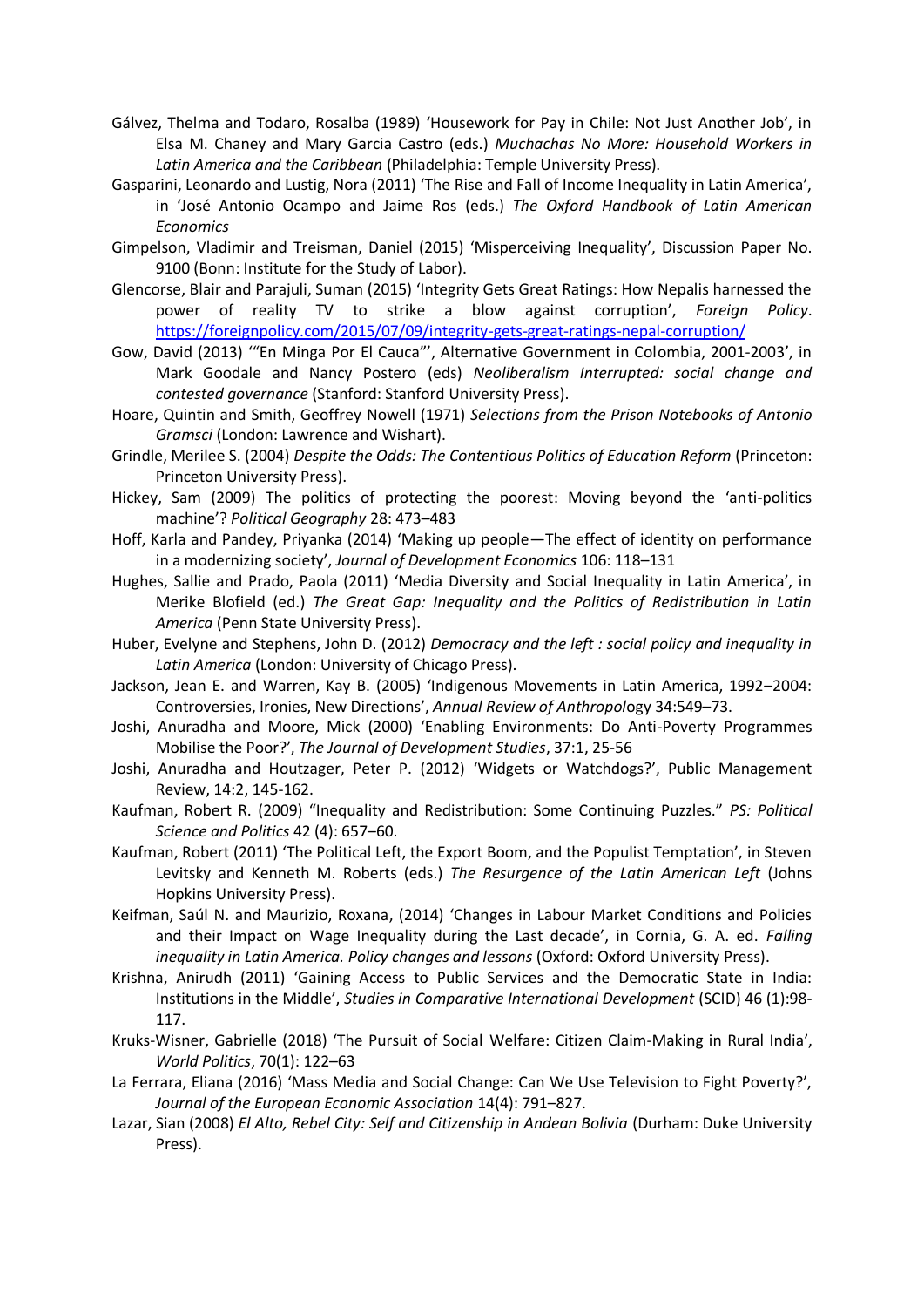Gálvez, Thelma and Todaro, Rosalba (1989) 'Housework for Pay in Chile: Not Just Another Job', in Elsa M. Chaney and Mary Garcia Castro (eds.) *Muchachas No More: Household Workers in Latin America and the Caribbean* (Philadelphia: Temple University Press).

Gasparini, Leonardo and Lustig, Nora (2011) 'The Rise and Fall of Income Inequality in Latin America', in 'José Antonio Ocampo and Jaime Ros (eds.) *The Oxford Handbook of Latin American Economics*

Gimpelson, Vladimir and Treisman, Daniel (2015) 'Misperceiving Inequality', Discussion Paper No. 9100 (Bonn: Institute for the Study of Labor).

Glencorse, Blair and Parajuli, Suman (2015) 'Integrity Gets Great Ratings: How Nepalis harnessed the power of reality TV to strike a blow against corruption', *Foreign Policy*. https://foreignpolicy.com/2015/07/09/integrity-gets-great-ratings-nepal-corruption/

Gow, David (2013) '"En Minga Por El Cauca"', Alternative Government in Colombia, 2001-2003', in Mark Goodale and Nancy Postero (eds) *Neoliberalism Interrupted: social change and contested governance* (Stanford: Stanford University Press).

Hoare, Quintin and Smith, Geoffrey Nowell (1971) *Selections from the Prison Notebooks of Antonio Gramsci* (London: Lawrence and Wishart).

Grindle, Merilee S. (2004) *Despite the Odds: The Contentious Politics of Education Reform* (Princeton: Princeton University Press).

Hickey, Sam (2009) The politics of protecting the poorest: Moving beyond the 'anti-politics machine'? *Political Geography* 28: 473–483

Hoff, Karla and Pandey, Priyanka (2014) 'Making up people—The effect of identity on performance in a modernizing society', *Journal of Development Economics* 106: 118–131

Hughes, Sallie and Prado, Paola (2011) 'Media Diversity and Social Inequality in Latin America', in Merike Blofield (ed.) *The Great Gap: Inequality and the Politics of Redistribution in Latin America* (Penn State University Press).

Huber, Evelyne and Stephens, John D. (2012) *Democracy and the left : social policy and inequality in Latin America* (London: University of Chicago Press).

Jackson, Jean E. and Warren, Kay B. (2005) 'Indigenous Movements in Latin America, 1992–2004: Controversies, Ironies, New Directions', *Annual Review of Anthropol*ogy 34:549–73.

Joshi, Anuradha and Moore, Mick (2000) 'Enabling Environments: Do Anti-Poverty Programmes Mobilise the Poor?', *The Journal of Development Studies*, 37:1, 25-56

Joshi, Anuradha and Houtzager, Peter P. (2012) 'Widgets or Watchdogs?', Public Management Review, 14:2, 145-162.

Kaufman, Robert R. (2009) "Inequality and Redistribution: Some Continuing Puzzles." *PS: Political Science and Politics* 42 (4): 657–60.

Kaufman, Robert (2011) 'The Political Left, the Export Boom, and the Populist Temptation', in Steven Levitsky and Kenneth M. Roberts (eds.) *The Resurgence of the Latin American Left* (Johns Hopkins University Press).

Keifman, Saúl N. and Maurizio, Roxana, (2014) 'Changes in Labour Market Conditions and Policies and their Impact on Wage Inequality during the Last decade', in Cornia, G. A. ed. *Falling inequality in Latin America. Policy changes and lessons* (Oxford: Oxford University Press).

Krishna, Anirudh (2011) 'Gaining Access to Public Services and the Democratic State in India: Institutions in the Middle', *Studies in Comparative International Development* (SCID) 46 (1):98-117.

Kruks-Wisner, Gabrielle (2018) 'The Pursuit of Social Welfare: Citizen Claim-Making in Rural India', *World Politics*, 70(1): 122–63

La Ferrara, Eliana (2016) 'Mass Media and Social Change: Can We Use Television to Fight Poverty?', *Journal of the European Economic Association* 14(4): 791–827.

Lazar, Sian (2008) *El Alto, Rebel City: Self and Citizenship in Andean Bolivia* (Durham: Duke University Press).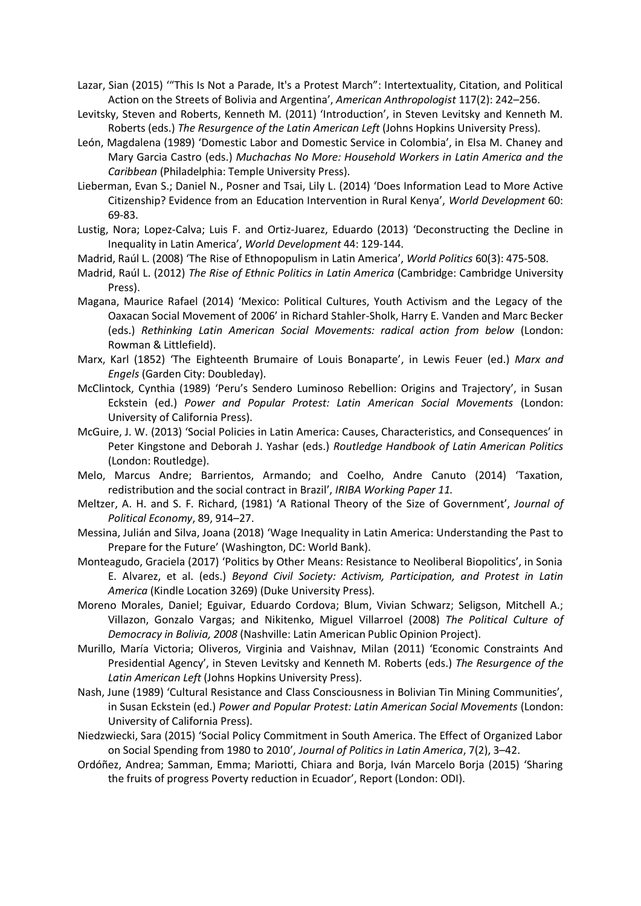Lazar, Sian (2015) '"This Is Not a Parade, It's a Protest March": Intertextuality, Citation, and Political Action on the Streets of Bolivia and Argentina', *American Anthropologist* 117(2): 242–256.

Levitsky, Steven and Roberts, Kenneth M. (2011) 'Introduction', in Steven Levitsky and Kenneth M. Roberts (eds.) *The Resurgence of the Latin American Left* (Johns Hopkins University Press).

León, Magdalena (1989) 'Domestic Labor and Domestic Service in Colombia', in Elsa M. Chaney and Mary Garcia Castro (eds.) *Muchachas No More: Household Workers in Latin America and the Caribbean* (Philadelphia: Temple University Press).

Lieberman, Evan S.; Daniel N., Posner and Tsai, Lily L. (2014) 'Does Information Lead to More Active Citizenship? Evidence from an Education Intervention in Rural Kenya', *World Development* 60: 69-83.

Lustig, Nora; Lopez-Calva; Luis F. and Ortiz-Juarez, Eduardo (2013) 'Deconstructing the Decline in Inequality in Latin America', *World Development* 44: 129-144.

Madrid, Raúl L. (2008) 'The Rise of Ethnopopulism in Latin America', *World Politics* 60(3): 475-508.

Madrid, Raúl L. (2012) *The Rise of Ethnic Politics in Latin America* (Cambridge: Cambridge University Press).

Magana, Maurice Rafael (2014) 'Mexico: Political Cultures, Youth Activism and the Legacy of the Oaxacan Social Movement of 2006' in Richard Stahler-Sholk, Harry E. Vanden and Marc Becker (eds.) *Rethinking Latin American Social Movements: radical action from below* (London: Rowman & Littlefield).

Marx, Karl (1852) 'The Eighteenth Brumaire of Louis Bonaparte', in Lewis Feuer (ed.) *Marx and Engels* (Garden City: Doubleday).

McClintock, Cynthia (1989) 'Peru's Sendero Luminoso Rebellion: Origins and Trajectory', in Susan Eckstein (ed.) *Power and Popular Protest: Latin American Social Movements* (London: University of California Press).

McGuire, J. W. (2013) 'Social Policies in Latin America: Causes, Characteristics, and Consequences' in Peter Kingstone and Deborah J. Yashar (eds.) *Routledge Handbook of Latin American Politics* (London: Routledge).

Melo, Marcus Andre; Barrientos, Armando; and Coelho, Andre Canuto (2014) 'Taxation, redistribution and the social contract in Brazil', *IRIBA Working Paper 11.*

Meltzer, A. H. and S. F. Richard, (1981) 'A Rational Theory of the Size of Government', *Journal of Political Economy*, 89, 914–27.

Messina, Julián and Silva, Joana (2018) 'Wage Inequality in Latin America: Understanding the Past to Prepare for the Future' (Washington, DC: World Bank).

Monteagudo, Graciela (2017) 'Politics by Other Means: Resistance to Neoliberal Biopolitics', in Sonia E. Alvarez, et al. (eds.) *Beyond Civil Society: Activism, Participation, and Protest in Latin America* (Kindle Location 3269) (Duke University Press).

Moreno Morales, Daniel; Eguivar, Eduardo Cordova; Blum, Vivian Schwarz; Seligson, Mitchell A.; Villazon, Gonzalo Vargas; and Nikitenko, Miguel Villarroel (2008) *The Political Culture of Democracy in Bolivia, 2008* (Nashville: Latin American Public Opinion Project).

Murillo, María Victoria; Oliveros, Virginia and Vaishnav, Milan (2011) 'Economic Constraints And Presidential Agency', in Steven Levitsky and Kenneth M. Roberts (eds.) *The Resurgence of the Latin American Left* (Johns Hopkins University Press).

Nash, June (1989) 'Cultural Resistance and Class Consciousness in Bolivian Tin Mining Communities', in Susan Eckstein (ed.) *Power and Popular Protest: Latin American Social Movements* (London: University of California Press).

Niedzwiecki, Sara (2015) 'Social Policy Commitment in South America. The Effect of Organized Labor on Social Spending from 1980 to 2010', *Journal of Politics in Latin America*, 7(2), 3–42.

Ordóñez, Andrea; Samman, Emma; Mariotti, Chiara and Borja, Iván Marcelo Borja (2015) 'Sharing the fruits of progress Poverty reduction in Ecuador', Report (London: ODI).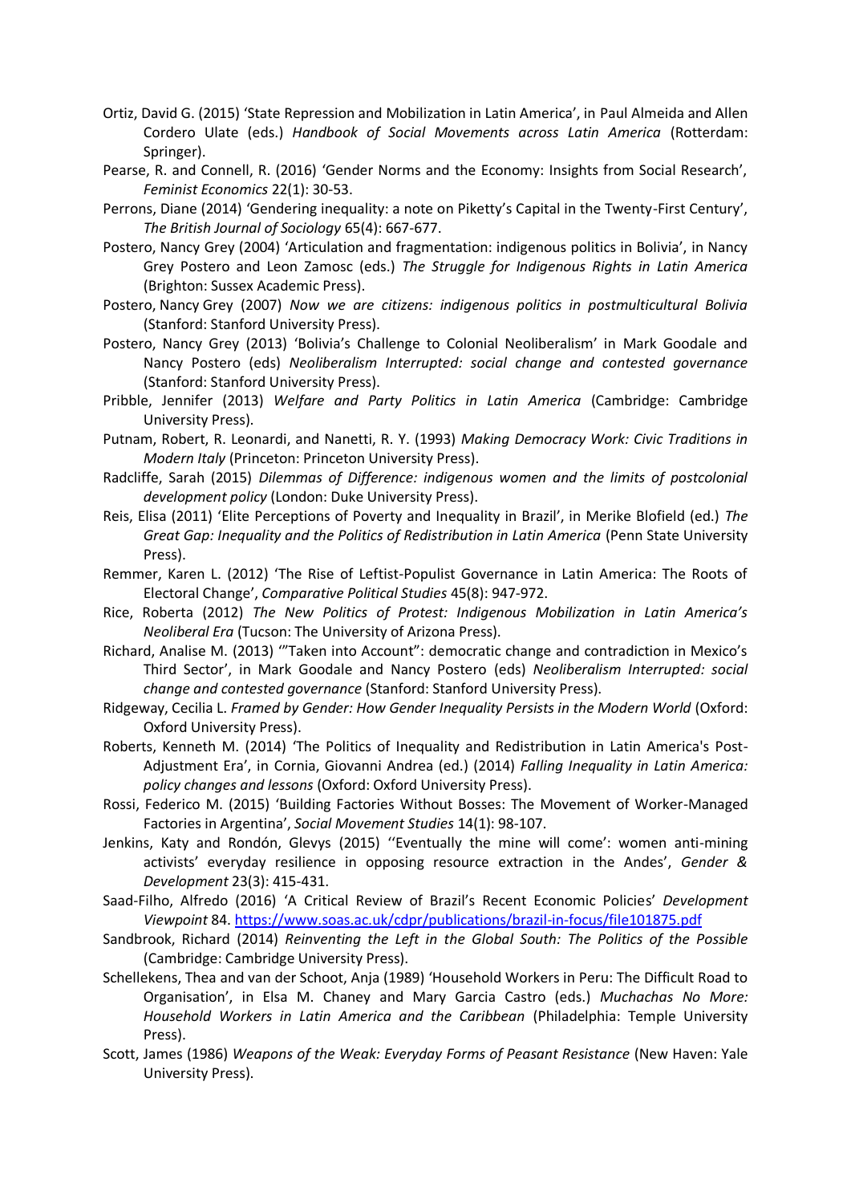Ortiz, David G. (2015) 'State Repression and Mobilization in Latin America', in Paul Almeida and Allen Cordero Ulate (eds.) *Handbook of Social Movements across Latin America* (Rotterdam: Springer).

Pearse, R. and Connell, R. (2016) 'Gender Norms and the Economy: Insights from Social Research', *Feminist Economics* 22(1): 30-53.

Perrons, Diane (2014) 'Gendering inequality: a note on Piketty's Capital in the Twenty-First Century', *The British Journal of Sociology* 65(4): 667-677.

Postero, Nancy Grey (2004) 'Articulation and fragmentation: indigenous politics in Bolivia', in Nancy Grey Postero and Leon Zamosc (eds.) *The Struggle for Indigenous Rights in Latin America* (Brighton: Sussex Academic Press).

Postero, Nancy Grey (2007) *Now we are citizens: indigenous politics in postmulticultural Bolivia* (Stanford: Stanford University Press).

Postero, Nancy Grey (2013) 'Bolivia's Challenge to Colonial Neoliberalism' in Mark Goodale and Nancy Postero (eds) *Neoliberalism Interrupted: social change and contested governance* (Stanford: Stanford University Press).

Pribble, Jennifer (2013) *Welfare and Party Politics in Latin America* (Cambridge: Cambridge University Press).

Putnam, Robert, R. Leonardi, and Nanetti, R. Y. (1993) *Making Democracy Work: Civic Traditions in Modern Italy* (Princeton: Princeton University Press).

Radcliffe, Sarah (2015) *Dilemmas of Difference: indigenous women and the limits of postcolonial development policy* (London: Duke University Press).

Reis, Elisa (2011) 'Elite Perceptions of Poverty and Inequality in Brazil', in Merike Blofield (ed.) *The Great Gap: Inequality and the Politics of Redistribution in Latin America* (Penn State University Press).

Remmer, Karen L. (2012) 'The Rise of Leftist-Populist Governance in Latin America: The Roots of Electoral Change', *Comparative Political Studies* 45(8): 947-972.

Rice, Roberta (2012) *The New Politics of Protest: Indigenous Mobilization in Latin America's Neoliberal Era* (Tucson: The University of Arizona Press).

Richard, Analise M. (2013) '"Taken into Account": democratic change and contradiction in Mexico's Third Sector', in Mark Goodale and Nancy Postero (eds) *Neoliberalism Interrupted: social change and contested governance* (Stanford: Stanford University Press).

Ridgeway, Cecilia L. *Framed by Gender: How Gender Inequality Persists in the Modern World* (Oxford: Oxford University Press).

Roberts, Kenneth M. (2014) 'The Politics of Inequality and Redistribution in Latin America's Post-Adjustment Era', in Cornia, Giovanni Andrea (ed.) (2014) *Falling Inequality in Latin America: policy changes and lessons* (Oxford: Oxford University Press).

Rossi, Federico M. (2015) 'Building Factories Without Bosses: The Movement of Worker-Managed Factories in Argentina', *Social Movement Studies* 14(1): 98-107.

Jenkins, Katy and Rondón, Glevys (2015) ''Eventually the mine will come': women anti-mining activists' everyday resilience in opposing resource extraction in the Andes', *Gender & Development* 23(3): 415-431.

Saad-Filho, Alfredo (2016) 'A Critical Review of Brazil's Recent Economic Policies' *Development Viewpoint* 84. https://www.soas.ac.uk/cdpr/publications/brazil-in-focus/file101875.pdf

Sandbrook, Richard (2014) *Reinventing the Left in the Global South: The Politics of the Possible* (Cambridge: Cambridge University Press).

Schellekens, Thea and van der Schoot, Anja (1989) 'Household Workers in Peru: The Difficult Road to Organisation', in Elsa M. Chaney and Mary Garcia Castro (eds.) *Muchachas No More: Household Workers in Latin America and the Caribbean* (Philadelphia: Temple University Press).

Scott, James (1986) *Weapons of the Weak: Everyday Forms of Peasant Resistance* (New Haven: Yale University Press).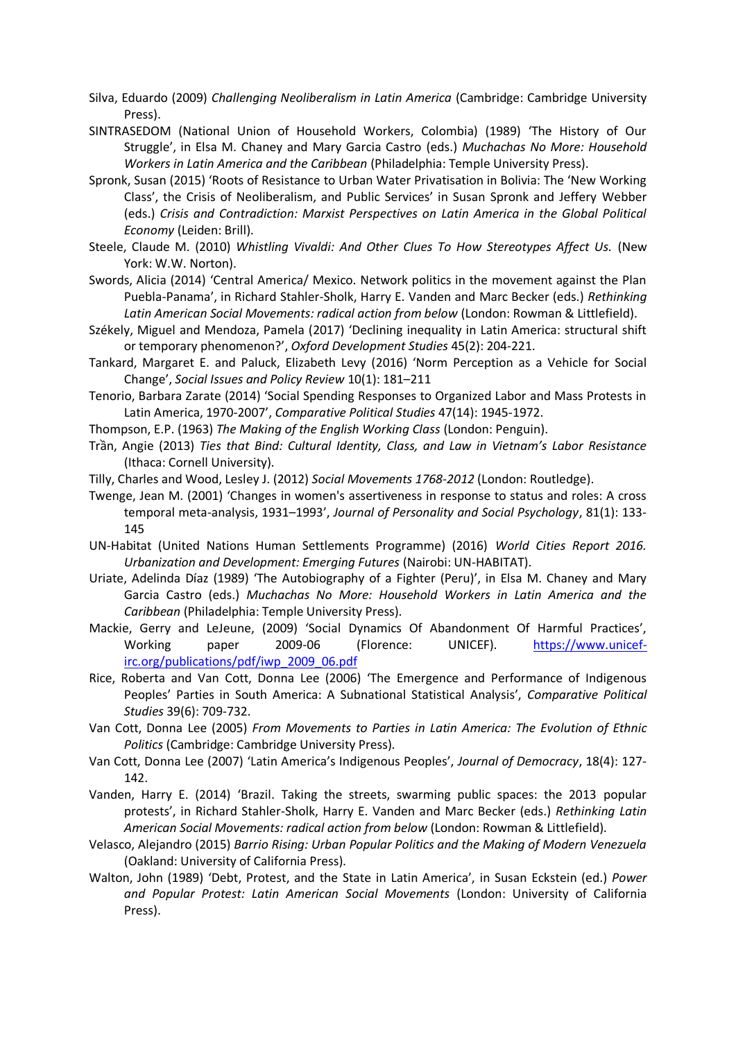Silva, Eduardo (2009) *Challenging Neoliberalism in Latin America* (Cambridge: Cambridge University Press).

SINTRASEDOM (National Union of Household Workers, Colombia) (1989) 'The History of Our Struggle', in Elsa M. Chaney and Mary Garcia Castro (eds.) *Muchachas No More: Household Workers in Latin America and the Caribbean* (Philadelphia: Temple University Press).

Spronk, Susan (2015) 'Roots of Resistance to Urban Water Privatisation in Bolivia: The 'New Working Class', the Crisis of Neoliberalism, and Public Services' in Susan Spronk and Jeffery Webber (eds.) *Crisis and Contradiction: Marxist Perspectives on Latin America in the Global Political Economy* (Leiden: Brill).

Steele, Claude M. (2010) *Whistling Vivaldi: And Other Clues To How Stereotypes Affect Us.* (New York: W.W. Norton).

Swords, Alicia (2014) 'Central America/ Mexico. Network politics in the movement against the Plan Puebla-Panama', in Richard Stahler-Sholk, Harry E. Vanden and Marc Becker (eds.) *Rethinking Latin American Social Movements: radical action from below* (London: Rowman & Littlefield).

Székely, Miguel and Mendoza, Pamela (2017) 'Declining inequality in Latin America: structural shift or temporary phenomenon?', *Oxford Development Studies* 45(2): 204-221.

Tankard, Margaret E. and Paluck, Elizabeth Levy (2016) 'Norm Perception as a Vehicle for Social Change', *Social Issues and Policy Review* 10(1): 181–211

Tenorio, Barbara Zarate (2014) 'Social Spending Responses to Organized Labor and Mass Protests in Latin America, 1970-2007', *Comparative Political Studies* 47(14): 1945-1972.

Thompson, E.P. (1963) *The Making of the English Working Class* (London: Penguin).

Trần, Angie (2013) *Ties that Bind: Cultural Identity, Class, and Law in Vietnam's Labor Resistance* (Ithaca: Cornell University).

Tilly, Charles and Wood, Lesley J. (2012) *Social Movements 1768-2012* (London: Routledge).

Twenge, Jean M. (2001) 'Changes in women's assertiveness in response to status and roles: A cross temporal meta-analysis, 1931–1993', *Journal of Personality and Social Psychology*, 81(1): 133-145

UN-Habitat (United Nations Human Settlements Programme) (2016) *World Cities Report 2016. Urbanization and Development: Emerging Futures* (Nairobi: UN-HABITAT).

Uriate, Adelinda Díaz (1989) 'The Autobiography of a Fighter (Peru)', in Elsa M. Chaney and Mary Garcia Castro (eds.) *Muchachas No More: Household Workers in Latin America and the Caribbean* (Philadelphia: Temple University Press).

Mackie, Gerry and LeJeune, (2009) 'Social Dynamics Of Abandonment Of Harmful Practices', Working paper 2009-06 (Florence: UNICEF). https://www.unicef-irc.org/publications/pdf/iwp_2009_06.pdf

Rice, Roberta and Van Cott, Donna Lee (2006) 'The Emergence and Performance of Indigenous Peoples' Parties in South America: A Subnational Statistical Analysis', *Comparative Political Studies* 39(6): 709-732.

Van Cott, Donna Lee (2005) *From Movements to Parties in Latin America: The Evolution of Ethnic Politics* (Cambridge: Cambridge University Press).

Van Cott, Donna Lee (2007) 'Latin America's Indigenous Peoples', *Journal of Democracy*, 18(4): 127-142.

Vanden, Harry E. (2014) 'Brazil. Taking the streets, swarming public spaces: the 2013 popular protests', in Richard Stahler-Sholk, Harry E. Vanden and Marc Becker (eds.) *Rethinking Latin American Social Movements: radical action from below* (London: Rowman & Littlefield).

Velasco, Alejandro (2015) *Barrio Rising: Urban Popular Politics and the Making of Modern Venezuela* (Oakland: University of California Press).

Walton, John (1989) 'Debt, Protest, and the State in Latin America', in Susan Eckstein (ed.) *Power and Popular Protest: Latin American Social Movements* (London: University of California Press).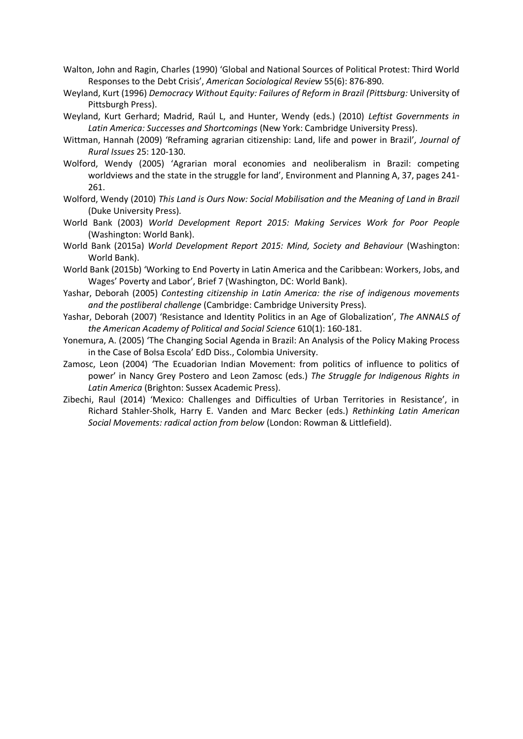Walton, John and Ragin, Charles (1990) 'Global and National Sources of Political Protest: Third World Responses to the Debt Crisis', *American Sociological Review* 55(6): 876-890.

Weyland, Kurt (1996) *Democracy Without Equity: Failures of Reform in Brazil (Pittsburg:* University of Pittsburgh Press).

Weyland, Kurt Gerhard; Madrid, Raúl L, and Hunter, Wendy (eds.) (2010) *Leftist Governments in Latin America: Successes and Shortcomings* (New York: Cambridge University Press).

Wittman, Hannah (2009) 'Reframing agrarian citizenship: Land, life and power in Brazil'*, Journal of Rural Issues* 25: 120-130.

Wolford, Wendy (2005) 'Agrarian moral economies and neoliberalism in Brazil: competing worldviews and the state in the struggle for land', Environment and Planning A, 37, pages 241-261.

Wolford, Wendy (2010) *This Land is Ours Now: Social Mobilisation and the Meaning of Land in Brazil* (Duke University Press).

World Bank (2003) *World Development Report 2015: Making Services Work for Poor People* (Washington: World Bank).

World Bank (2015a) *World Development Report 2015: Mind, Society and Behaviour* (Washington: World Bank).

World Bank (2015b) 'Working to End Poverty in Latin America and the Caribbean: Workers, Jobs, and Wages' Poverty and Labor', Brief 7 (Washington, DC: World Bank).

Yashar, Deborah (2005) *Contesting citizenship in Latin America: the rise of indigenous movements and the postliberal challenge* (Cambridge: Cambridge University Press).

Yashar, Deborah (2007) 'Resistance and Identity Politics in an Age of Globalization', *The ANNALS of the American Academy of Political and Social Science* 610(1): 160-181.

Yonemura, A. (2005) 'The Changing Social Agenda in Brazil: An Analysis of the Policy Making Process in the Case of Bolsa Escola' EdD Diss., Colombia University.

Zamosc, Leon (2004) 'The Ecuadorian Indian Movement: from politics of influence to politics of power' in Nancy Grey Postero and Leon Zamosc (eds.) *The Struggle for Indigenous Rights in Latin America* (Brighton: Sussex Academic Press).

Zibechi, Raul (2014) 'Mexico: Challenges and Difficulties of Urban Territories in Resistance', in Richard Stahler-Sholk, Harry E. Vanden and Marc Becker (eds.) *Rethinking Latin American Social Movements: radical action from below* (London: Rowman & Littlefield).